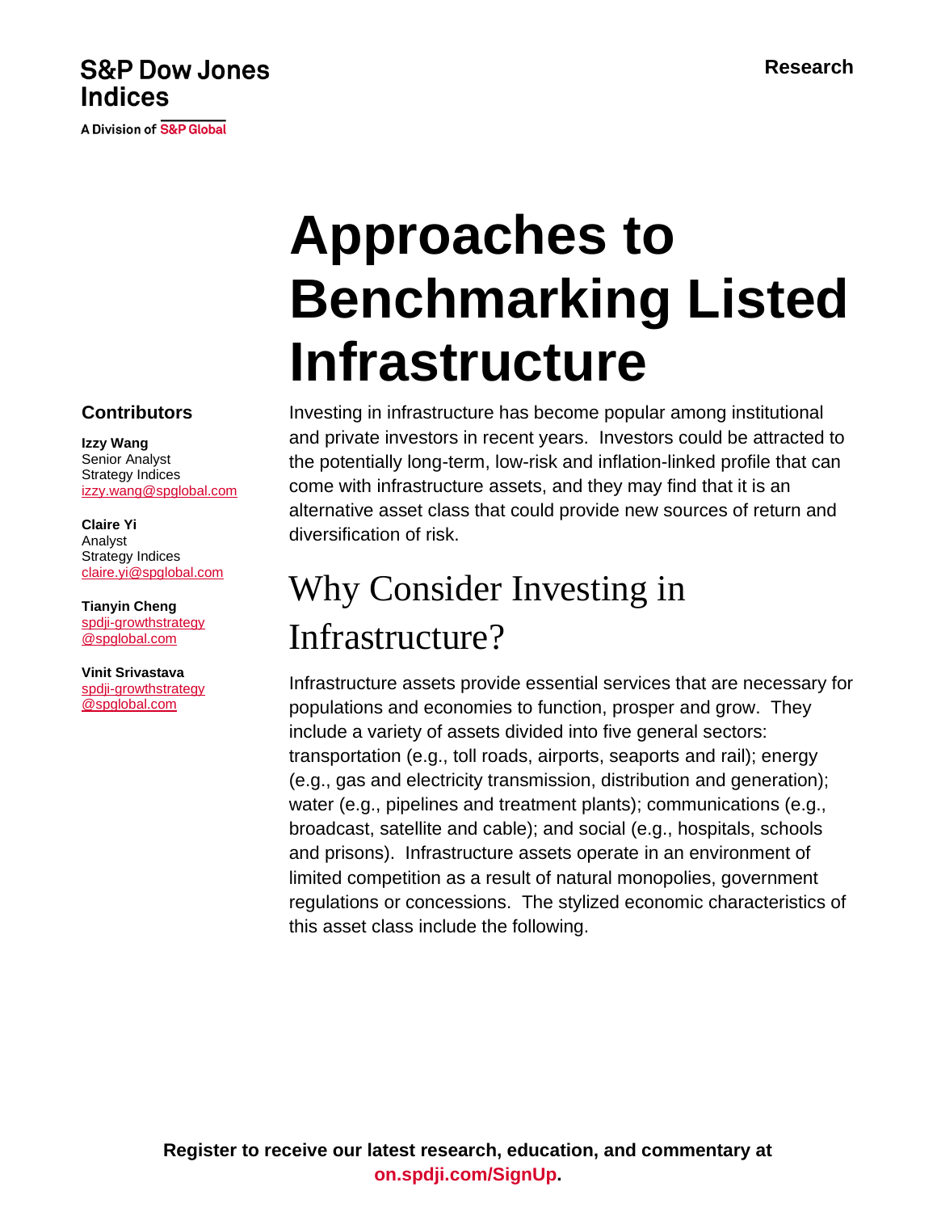S&P Dow Jones Indices

A Division of S&P Global

Research

# Approaches to Benchmarking Listed Infrastructure

### Contributors

**Izzy Wang**
Senior Analyst
Strategy Indices
izzy.wang@spglobal.com

**Claire Yi**
Analyst
Strategy Indices
claire.yi@spglobal.com

**Tianyin Cheng**
spdji-growthstrategy@spglobal.com

**Vinit Srivastava**
spdji-growthstrategy@spglobal.com

Investing in infrastructure has become popular among institutional and private investors in recent years. Investors could be attracted to the potentially long-term, low-risk and inflation-linked profile that can come with infrastructure assets, and they may find that it is an alternative asset class that could provide new sources of return and diversification of risk.

## Why Consider Investing in Infrastructure?

Infrastructure assets provide essential services that are necessary for populations and economies to function, prosper and grow. They include a variety of assets divided into five general sectors: transportation (e.g., toll roads, airports, seaports and rail); energy (e.g., gas and electricity transmission, distribution and generation); water (e.g., pipelines and treatment plants); communications (e.g., broadcast, satellite and cable); and social (e.g., hospitals, schools and prisons). Infrastructure assets operate in an environment of limited competition as a result of natural monopolies, government regulations or concessions. The stylized economic characteristics of this asset class include the following.

**Register to receive our latest research, education, and commentary at on.spdji.com/SignUp.**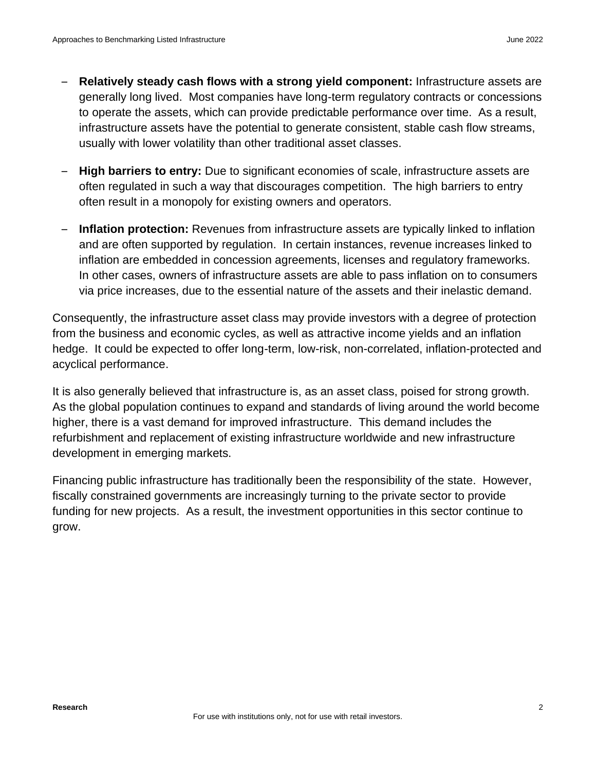- **Relatively steady cash flows with a strong yield component:** Infrastructure assets are generally long lived. Most companies have long-term regulatory contracts or concessions to operate the assets, which can provide predictable performance over time. As a result, infrastructure assets have the potential to generate consistent, stable cash flow streams, usually with lower volatility than other traditional asset classes.

- **High barriers to entry:** Due to significant economies of scale, infrastructure assets are often regulated in such a way that discourages competition. The high barriers to entry often result in a monopoly for existing owners and operators.

- **Inflation protection:** Revenues from infrastructure assets are typically linked to inflation and are often supported by regulation. In certain instances, revenue increases linked to inflation are embedded in concession agreements, licenses and regulatory frameworks. In other cases, owners of infrastructure assets are able to pass inflation on to consumers via price increases, due to the essential nature of the assets and their inelastic demand.

Consequently, the infrastructure asset class may provide investors with a degree of protection from the business and economic cycles, as well as attractive income yields and an inflation hedge. It could be expected to offer long-term, low-risk, non-correlated, inflation-protected and acyclical performance.

It is also generally believed that infrastructure is, as an asset class, poised for strong growth. As the global population continues to expand and standards of living around the world become higher, there is a vast demand for improved infrastructure. This demand includes the refurbishment and replacement of existing infrastructure worldwide and new infrastructure development in emerging markets.

Financing public infrastructure has traditionally been the responsibility of the state. However, fiscally constrained governments are increasingly turning to the private sector to provide funding for new projects. As a result, the investment opportunities in this sector continue to grow.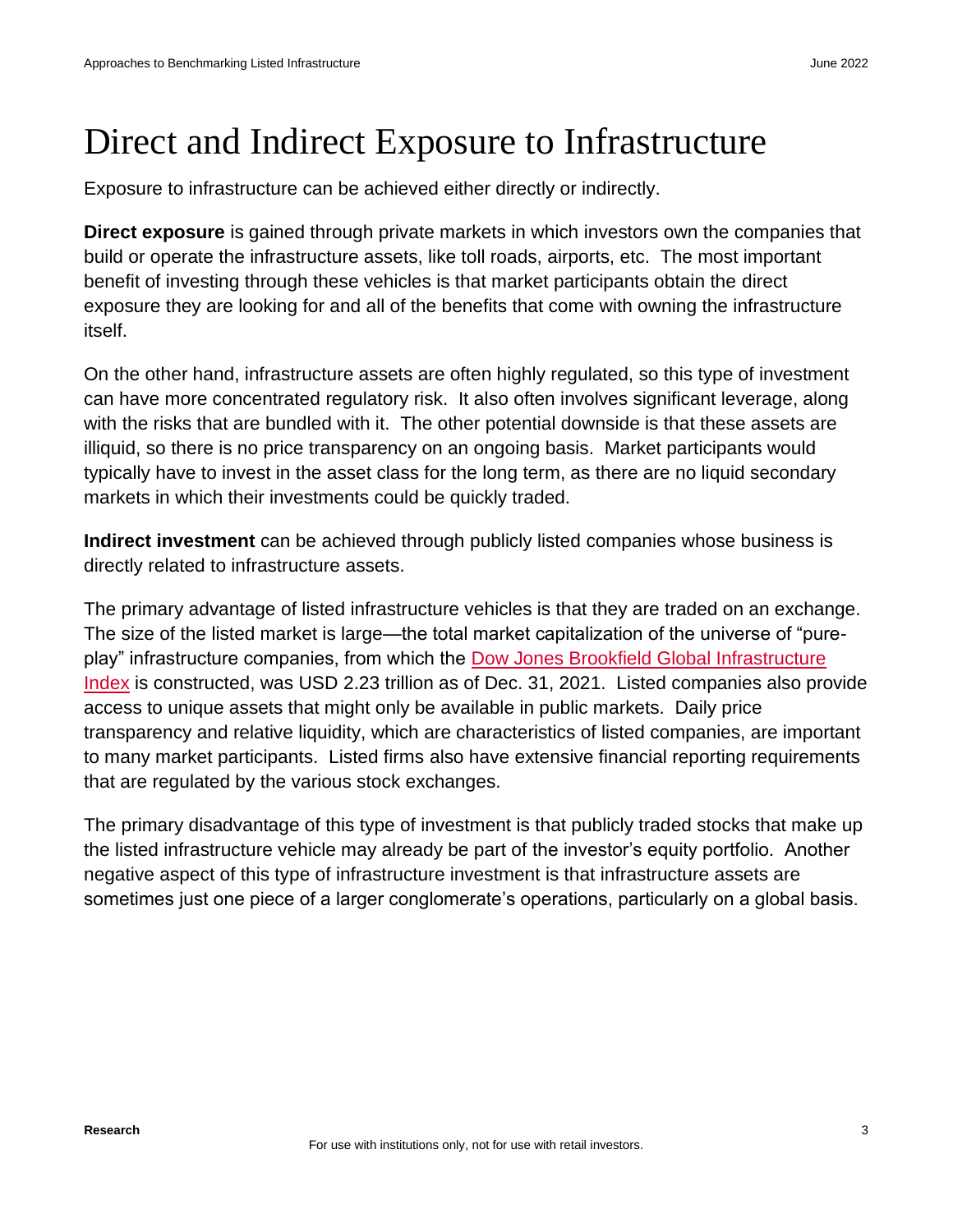# Direct and Indirect Exposure to Infrastructure

Exposure to infrastructure can be achieved either directly or indirectly.

**Direct exposure** is gained through private markets in which investors own the companies that build or operate the infrastructure assets, like toll roads, airports, etc. The most important benefit of investing through these vehicles is that market participants obtain the direct exposure they are looking for and all of the benefits that come with owning the infrastructure itself.

On the other hand, infrastructure assets are often highly regulated, so this type of investment can have more concentrated regulatory risk. It also often involves significant leverage, along with the risks that are bundled with it. The other potential downside is that these assets are illiquid, so there is no price transparency on an ongoing basis. Market participants would typically have to invest in the asset class for the long term, as there are no liquid secondary markets in which their investments could be quickly traded.

**Indirect investment** can be achieved through publicly listed companies whose business is directly related to infrastructure assets.

The primary advantage of listed infrastructure vehicles is that they are traded on an exchange. The size of the listed market is large—the total market capitalization of the universe of "pure-play" infrastructure companies, from which the Dow Jones Brookfield Global Infrastructure Index is constructed, was USD 2.23 trillion as of Dec. 31, 2021. Listed companies also provide access to unique assets that might only be available in public markets. Daily price transparency and relative liquidity, which are characteristics of listed companies, are important to many market participants. Listed firms also have extensive financial reporting requirements that are regulated by the various stock exchanges.

The primary disadvantage of this type of investment is that publicly traded stocks that make up the listed infrastructure vehicle may already be part of the investor's equity portfolio. Another negative aspect of this type of infrastructure investment is that infrastructure assets are sometimes just one piece of a larger conglomerate's operations, particularly on a global basis.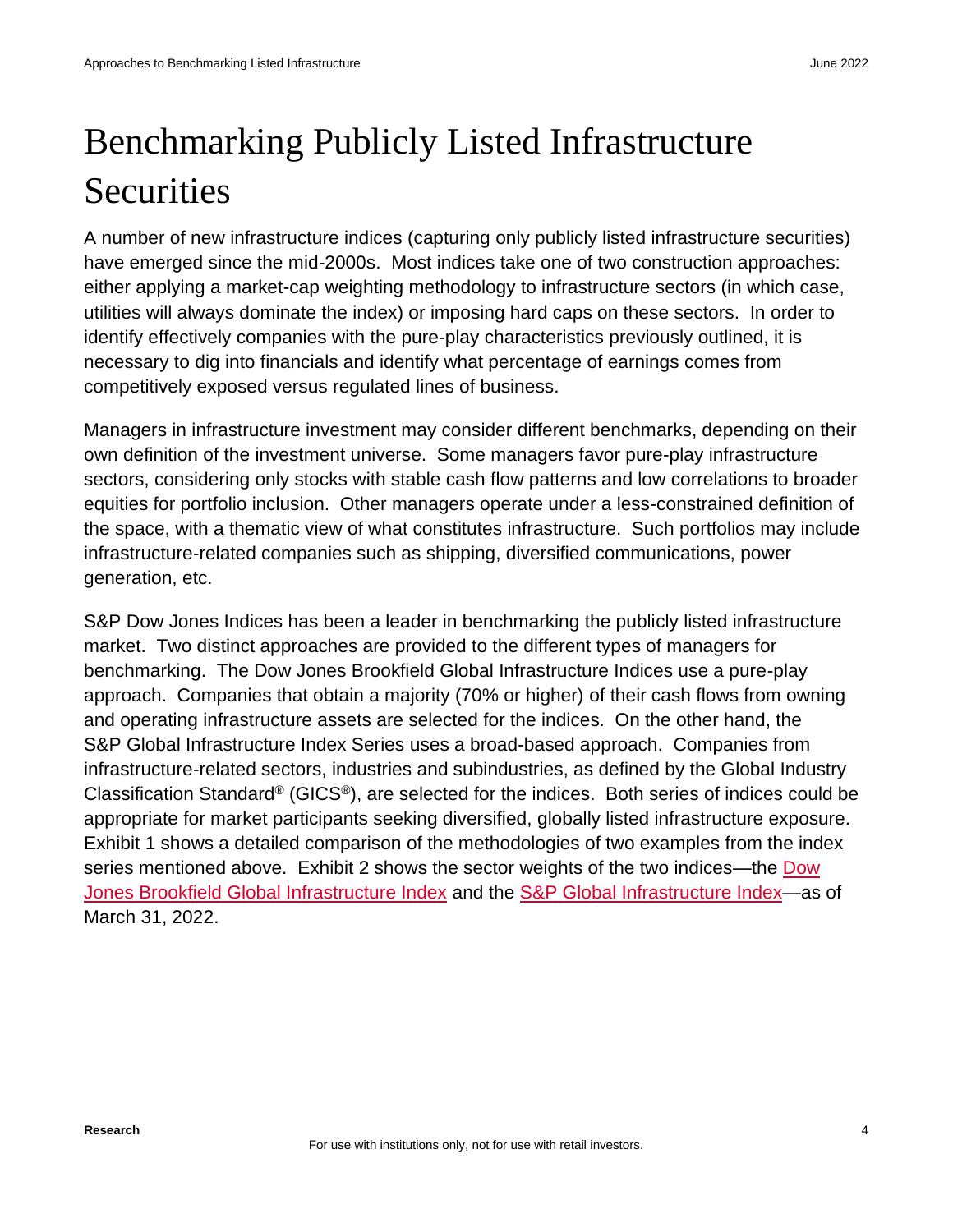# Benchmarking Publicly Listed Infrastructure Securities

A number of new infrastructure indices (capturing only publicly listed infrastructure securities) have emerged since the mid-2000s. Most indices take one of two construction approaches: either applying a market-cap weighting methodology to infrastructure sectors (in which case, utilities will always dominate the index) or imposing hard caps on these sectors. In order to identify effectively companies with the pure-play characteristics previously outlined, it is necessary to dig into financials and identify what percentage of earnings comes from competitively exposed versus regulated lines of business.

Managers in infrastructure investment may consider different benchmarks, depending on their own definition of the investment universe. Some managers favor pure-play infrastructure sectors, considering only stocks with stable cash flow patterns and low correlations to broader equities for portfolio inclusion. Other managers operate under a less-constrained definition of the space, with a thematic view of what constitutes infrastructure. Such portfolios may include infrastructure-related companies such as shipping, diversified communications, power generation, etc.

S&P Dow Jones Indices has been a leader in benchmarking the publicly listed infrastructure market. Two distinct approaches are provided to the different types of managers for benchmarking. The Dow Jones Brookfield Global Infrastructure Indices use a pure-play approach. Companies that obtain a majority (70% or higher) of their cash flows from owning and operating infrastructure assets are selected for the indices. On the other hand, the S&P Global Infrastructure Index Series uses a broad-based approach. Companies from infrastructure-related sectors, industries and subindustries, as defined by the Global Industry Classification Standard® (GICS®), are selected for the indices. Both series of indices could be appropriate for market participants seeking diversified, globally listed infrastructure exposure. Exhibit 1 shows a detailed comparison of the methodologies of two examples from the index series mentioned above. Exhibit 2 shows the sector weights of the two indices—the Dow Jones Brookfield Global Infrastructure Index and the S&P Global Infrastructure Index—as of March 31, 2022.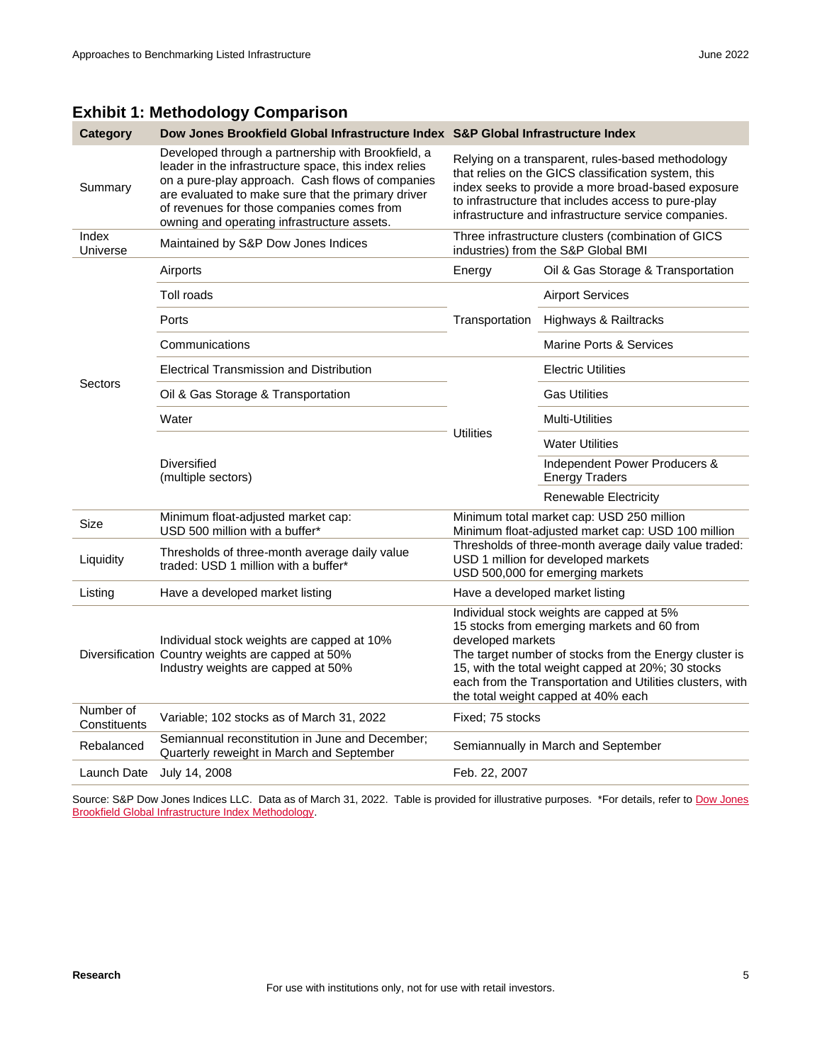## Exhibit 1: Methodology Comparison

| Category | Dow Jones Brookfield Global Infrastructure Index | S&P Global Infrastructure Index | |
|---|---|---|---|
| Summary | Developed through a partnership with Brookfield, a leader in the infrastructure space, this index relies on a pure-play approach. Cash flows of companies are evaluated to make sure that the primary driver of revenues for those companies comes from owning and operating infrastructure assets. | Relying on a transparent, rules-based methodology that relies on the GICS classification system, this index seeks to provide a more broad-based exposure to infrastructure that includes access to pure-play infrastructure and infrastructure service companies. | |
| Index Universe | Maintained by S&P Dow Jones Indices | Three infrastructure clusters (combination of GICS industries) from the S&P Global BMI | |
| Sectors | Airports | Energy | Oil & Gas Storage & Transportation |
| | Toll roads | Transportation | Airport Services |
| | Ports | | Highways & Railtracks |
| | Communications | | Marine Ports & Services |
| | Electrical Transmission and Distribution | Utilities | Electric Utilities |
| | Oil & Gas Storage & Transportation | | Gas Utilities |
| | Water | | Multi-Utilities |
| | Diversified (multiple sectors) | | Water Utilities |
| | | | Independent Power Producers & Energy Traders |
| | | | Renewable Electricity |
| Size | Minimum float-adjusted market cap: USD 500 million with a buffer* | Minimum total market cap: USD 250 million<br>Minimum float-adjusted market cap: USD 100 million | |
| Liquidity | Thresholds of three-month average daily value traded: USD 1 million with a buffer* | Thresholds of three-month average daily value traded:<br>USD 1 million for developed markets<br>USD 500,000 for emerging markets | |
| Listing | Have a developed market listing | Have a developed market listing | |
| Diversification | Individual stock weights are capped at 10%<br>Country weights are capped at 50%<br>Industry weights are capped at 50% | Individual stock weights are capped at 5%<br>15 stocks from emerging markets and 60 from developed markets<br>The target number of stocks from the Energy cluster is 15, with the total weight capped at 20%; 30 stocks each from the Transportation and Utilities clusters, with the total weight capped at 40% each | |
| Number of Constituents | Variable; 102 stocks as of March 31, 2022 | Fixed; 75 stocks | |
| Rebalanced | Semiannual reconstitution in June and December; Quarterly reweight in March and September | Semiannually in March and September | |
| Launch Date | July 14, 2008 | Feb. 22, 2007 | |

Source: S&P Dow Jones Indices LLC. Data as of March 31, 2022. Table is provided for illustrative purposes. *For details, refer to Dow Jones Brookfield Global Infrastructure Index Methodology.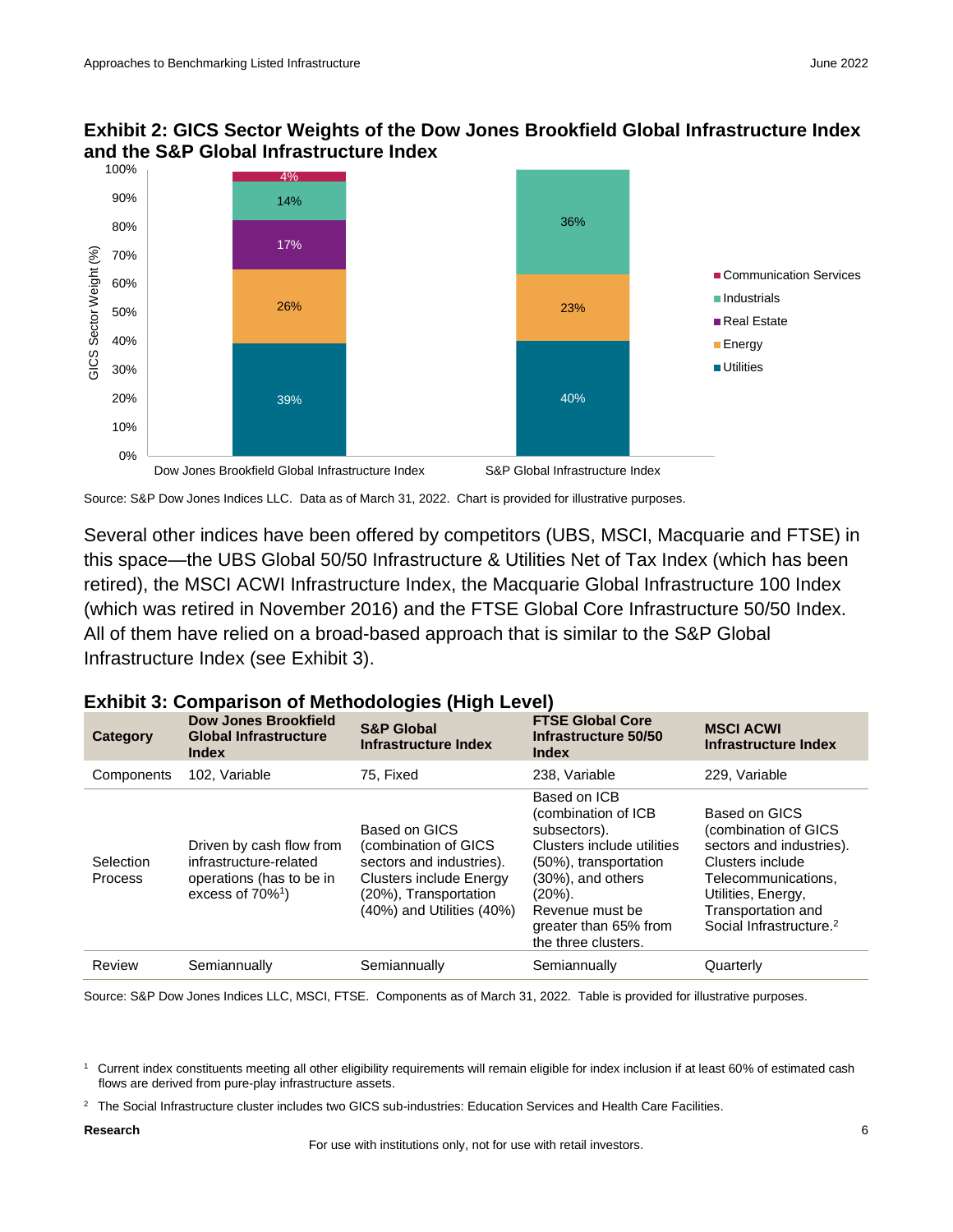### Exhibit 2: GICS Sector Weights of the Dow Jones Brookfield Global Infrastructure Index and the S&P Global Infrastructure Index

| GICS Sector | Dow Jones Brookfield Global Infrastructure Index | S&P Global Infrastructure Index |
|---|---|---|
| Communication Services | 4% | |
| Industrials | 14% | 36% |
| Real Estate | 17% | |
| Energy | 26% | 23% |
| Utilities | 39% | 40% |

Source: S&P Dow Jones Indices LLC. Data as of March 31, 2022. Chart is provided for illustrative purposes.

Several other indices have been offered by competitors (UBS, MSCI, Macquarie and FTSE) in this space—the UBS Global 50/50 Infrastructure & Utilities Net of Tax Index (which has been retired), the MSCI ACWI Infrastructure Index, the Macquarie Global Infrastructure 100 Index (which was retired in November 2016) and the FTSE Global Core Infrastructure 50/50 Index. All of them have relied on a broad-based approach that is similar to the S&P Global Infrastructure Index (see Exhibit 3).

### Exhibit 3: Comparison of Methodologies (High Level)

| Category | Dow Jones Brookfield Global Infrastructure Index | S&P Global Infrastructure Index | FTSE Global Core Infrastructure 50/50 Index | MSCI ACWI Infrastructure Index |
|---|---|---|---|---|
| Components | 102, Variable | 75, Fixed | 238, Variable | 229, Variable |
| Selection Process | Driven by cash flow from infrastructure-related operations (has to be in excess of 70%[1]) | Based on GICS (combination of GICS sectors and industries). Clusters include Energy (20%), Transportation (40%) and Utilities (40%) | Based on ICB (combination of ICB subsectors). Clusters include utilities (50%), transportation (30%), and others (20%). Revenue must be greater than 65% from the three clusters. | Based on GICS (combination of GICS sectors and industries). Clusters include Telecommunications, Utilities, Energy, Transportation and Social Infrastructure.[2] |
| Review | Semiannually | Semiannually | Semiannually | Quarterly |

Source: S&P Dow Jones Indices LLC, MSCI, FTSE. Components as of March 31, 2022. Table is provided for illustrative purposes.

[1] Current index constituents meeting all other eligibility requirements will remain eligible for index inclusion if at least 60% of estimated cash flows are derived from pure-play infrastructure assets.

[2] The Social Infrastructure cluster includes two GICS sub-industries: Education Services and Health Care Facilities.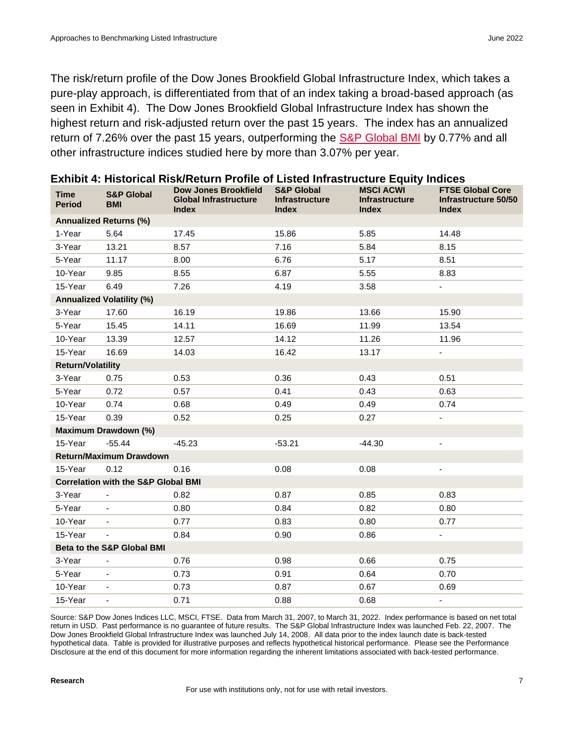The risk/return profile of the Dow Jones Brookfield Global Infrastructure Index, which takes a pure-play approach, is differentiated from that of an index taking a broad-based approach (as seen in Exhibit 4). The Dow Jones Brookfield Global Infrastructure Index has shown the highest return and risk-adjusted return over the past 15 years. The index has an annualized return of 7.26% over the past 15 years, outperforming the S&P Global BMI by 0.77% and all other infrastructure indices studied here by more than 3.07% per year.

**Exhibit 4: Historical Risk/Return Profile of Listed Infrastructure Equity Indices**

| Time Period | S&P Global BMI | Dow Jones Brookfield Global Infrastructure Index | S&P Global Infrastructure Index | MSCI ACWI Infrastructure Index | FTSE Global Core Infrastructure 50/50 Index |
|---|---|---|---|---|---|
| **Annualized Returns (%)** | | | | | |
| 1-Year | 5.64 | 17.45 | 15.86 | 5.85 | 14.48 |
| 3-Year | 13.21 | 8.57 | 7.16 | 5.84 | 8.15 |
| 5-Year | 11.17 | 8.00 | 6.76 | 5.17 | 8.51 |
| 10-Year | 9.85 | 8.55 | 6.87 | 5.55 | 8.83 |
| 15-Year | 6.49 | 7.26 | 4.19 | 3.58 | - |
| **Annualized Volatility (%)** | | | | | |
| 3-Year | 17.60 | 16.19 | 19.86 | 13.66 | 15.90 |
| 5-Year | 15.45 | 14.11 | 16.69 | 11.99 | 13.54 |
| 10-Year | 13.39 | 12.57 | 14.12 | 11.26 | 11.96 |
| 15-Year | 16.69 | 14.03 | 16.42 | 13.17 | - |
| **Return/Volatility** | | | | | |
| 3-Year | 0.75 | 0.53 | 0.36 | 0.43 | 0.51 |
| 5-Year | 0.72 | 0.57 | 0.41 | 0.43 | 0.63 |
| 10-Year | 0.74 | 0.68 | 0.49 | 0.49 | 0.74 |
| 15-Year | 0.39 | 0.52 | 0.25 | 0.27 | - |
| **Maximum Drawdown (%)** | | | | | |
| 15-Year | -55.44 | -45.23 | -53.21 | -44.30 | - |
| **Return/Maximum Drawdown** | | | | | |
| 15-Year | 0.12 | 0.16 | 0.08 | 0.08 | - |
| **Correlation with the S&P Global BMI** | | | | | |
| 3-Year | - | 0.82 | 0.87 | 0.85 | 0.83 |
| 5-Year | - | 0.80 | 0.84 | 0.82 | 0.80 |
| 10-Year | - | 0.77 | 0.83 | 0.80 | 0.77 |
| 15-Year | - | 0.84 | 0.90 | 0.86 | - |
| **Beta to the S&P Global BMI** | | | | | |
| 3-Year | - | 0.76 | 0.98 | 0.66 | 0.75 |
| 5-Year | - | 0.73 | 0.91 | 0.64 | 0.70 |
| 10-Year | - | 0.73 | 0.87 | 0.67 | 0.69 |
| 15-Year | - | 0.71 | 0.88 | 0.68 | - |

Source: S&P Dow Jones Indices LLC, MSCI, FTSE. Data from March 31, 2007, to March 31, 2022. Index performance is based on net total return in USD. Past performance is no guarantee of future results. The S&P Global Infrastructure Index was launched Feb. 22, 2007. The Dow Jones Brookfield Global Infrastructure Index was launched July 14, 2008. All data prior to the index launch date is back-tested hypothetical data. Table is provided for illustrative purposes and reflects hypothetical historical performance. Please see the Performance Disclosure at the end of this document for more information regarding the inherent limitations associated with back-tested performance.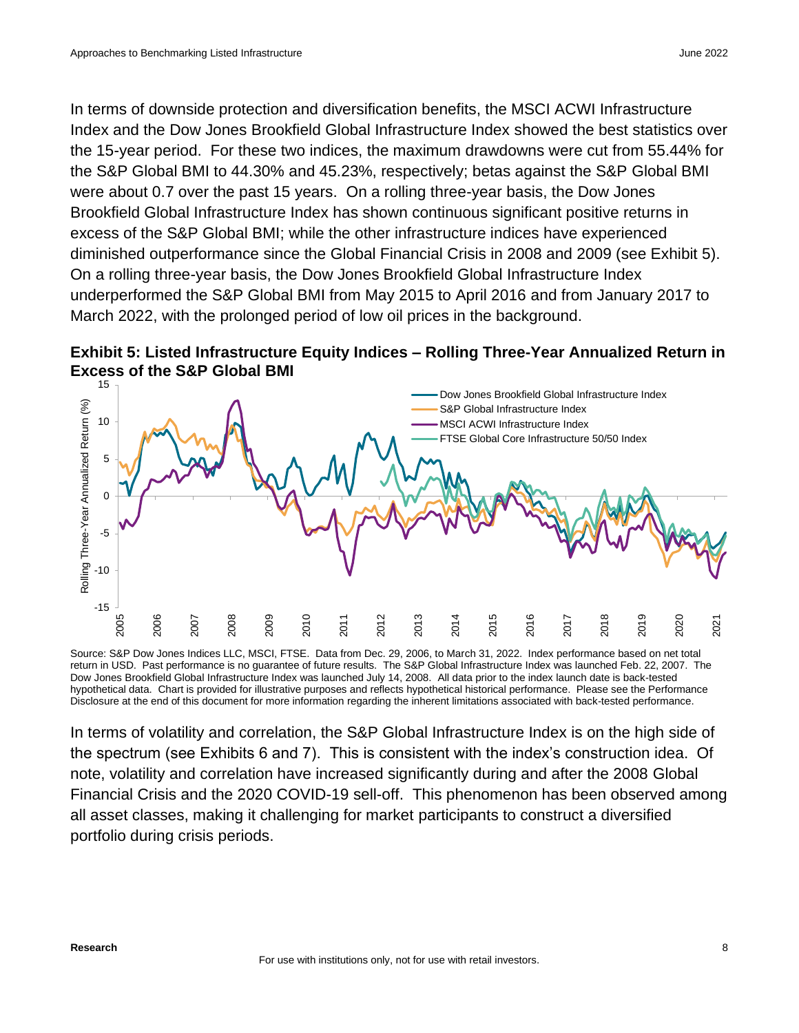In terms of downside protection and diversification benefits, the MSCI ACWI Infrastructure Index and the Dow Jones Brookfield Global Infrastructure Index showed the best statistics over the 15-year period. For these two indices, the maximum drawdowns were cut from 55.44% for the S&P Global BMI to 44.30% and 45.23%, respectively; betas against the S&P Global BMI were about 0.7 over the past 15 years. On a rolling three-year basis, the Dow Jones Brookfield Global Infrastructure Index has shown continuous significant positive returns in excess of the S&P Global BMI; while the other infrastructure indices have experienced diminished outperformance since the Global Financial Crisis in 2008 and 2009 (see Exhibit 5). On a rolling three-year basis, the Dow Jones Brookfield Global Infrastructure Index underperformed the S&P Global BMI from May 2015 to April 2016 and from January 2017 to March 2022, with the prolonged period of low oil prices in the background.

**Exhibit 5: Listed Infrastructure Equity Indices – Rolling Three-Year Annualized Return in Excess of the S&P Global BMI**

Source: S&P Dow Jones Indices LLC, MSCI, FTSE. Data from Dec. 29, 2006, to March 31, 2022. Index performance based on net total return in USD. Past performance is no guarantee of future results. The S&P Global Infrastructure Index was launched Feb. 22, 2007. The Dow Jones Brookfield Global Infrastructure Index was launched July 14, 2008. All data prior to the index launch date is back-tested hypothetical data. Chart is provided for illustrative purposes and reflects hypothetical historical performance. Please see the Performance Disclosure at the end of this document for more information regarding the inherent limitations associated with back-tested performance.

In terms of volatility and correlation, the S&P Global Infrastructure Index is on the high side of the spectrum (see Exhibits 6 and 7). This is consistent with the index's construction idea. Of note, volatility and correlation have increased significantly during and after the 2008 Global Financial Crisis and the 2020 COVID-19 sell-off. This phenomenon has been observed among all asset classes, making it challenging for market participants to construct a diversified portfolio during crisis periods.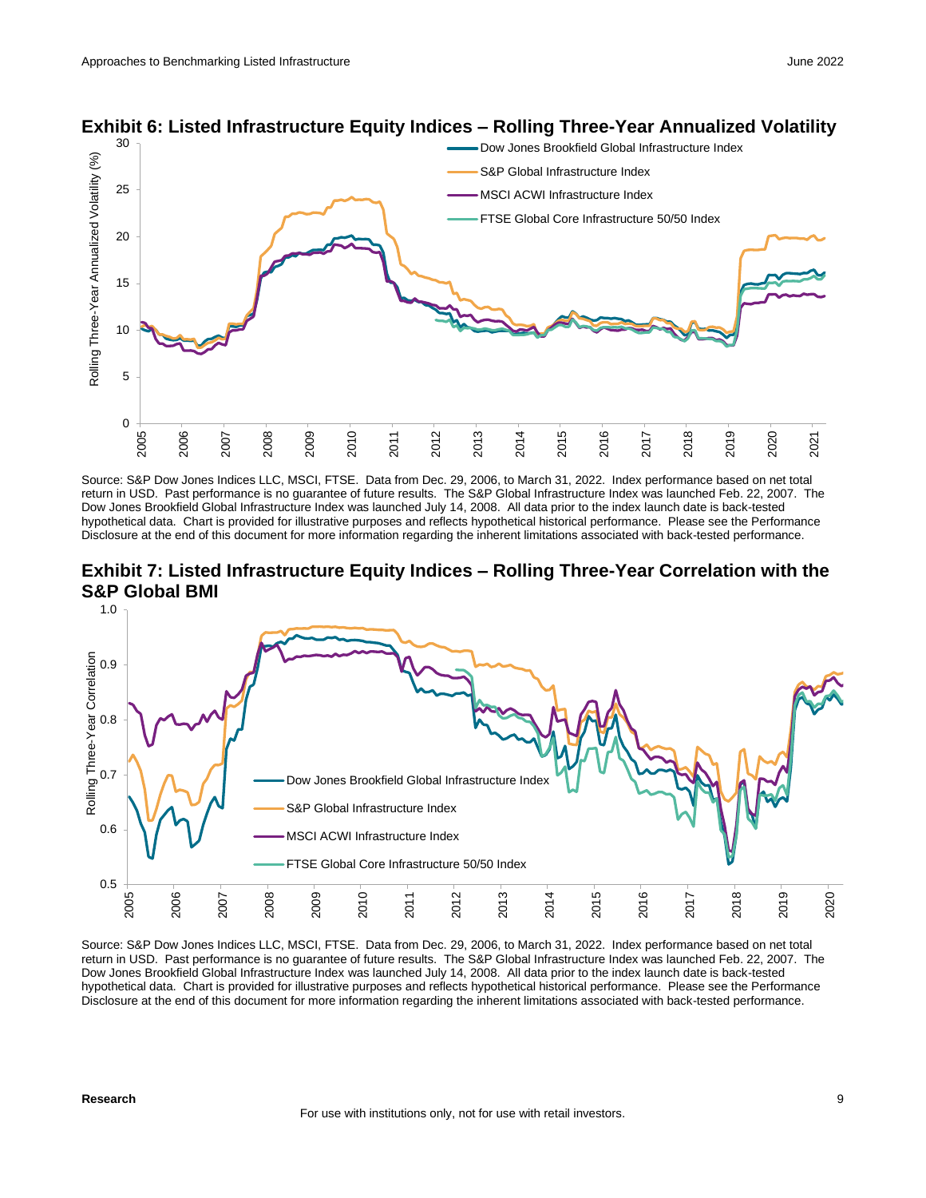### Exhibit 6: Listed Infrastructure Equity Indices – Rolling Three-Year Annualized Volatility

Source: S&P Dow Jones Indices LLC, MSCI, FTSE. Data from Dec. 29, 2006, to March 31, 2022. Index performance based on net total return in USD. Past performance is no guarantee of future results. The S&P Global Infrastructure Index was launched Feb. 22, 2007. The Dow Jones Brookfield Global Infrastructure Index was launched July 14, 2008. All data prior to the index launch date is back-tested hypothetical data. Chart is provided for illustrative purposes and reflects hypothetical historical performance. Please see the Performance Disclosure at the end of this document for more information regarding the inherent limitations associated with back-tested performance.

### Exhibit 7: Listed Infrastructure Equity Indices – Rolling Three-Year Correlation with the S&P Global BMI

Source: S&P Dow Jones Indices LLC, MSCI, FTSE. Data from Dec. 29, 2006, to March 31, 2022. Index performance based on net total return in USD. Past performance is no guarantee of future results. The S&P Global Infrastructure Index was launched Feb. 22, 2007. The Dow Jones Brookfield Global Infrastructure Index was launched July 14, 2008. All data prior to the index launch date is back-tested hypothetical data. Chart is provided for illustrative purposes and reflects hypothetical historical performance. Please see the Performance Disclosure at the end of this document for more information regarding the inherent limitations associated with back-tested performance.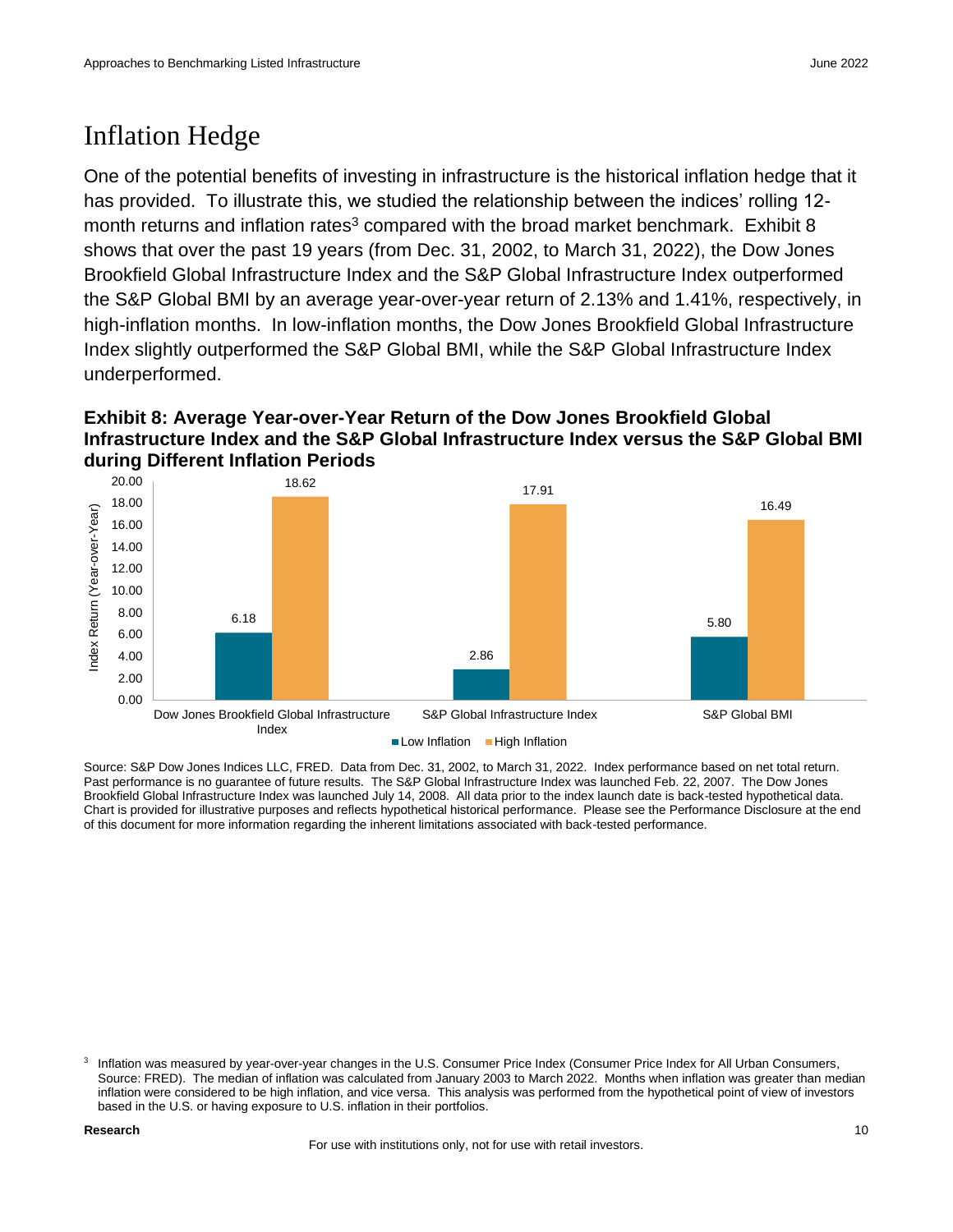# Inflation Hedge

One of the potential benefits of investing in infrastructure is the historical inflation hedge that it has provided. To illustrate this, we studied the relationship between the indices' rolling 12-month returns and inflation rates[3] compared with the broad market benchmark. Exhibit 8 shows that over the past 19 years (from Dec. 31, 2002, to March 31, 2022), the Dow Jones Brookfield Global Infrastructure Index and the S&P Global Infrastructure Index outperformed the S&P Global BMI by an average year-over-year return of 2.13% and 1.41%, respectively, in high-inflation months. In low-inflation months, the Dow Jones Brookfield Global Infrastructure Index slightly outperformed the S&P Global BMI, while the S&P Global Infrastructure Index underperformed.

**Exhibit 8: Average Year-over-Year Return of the Dow Jones Brookfield Global Infrastructure Index and the S&P Global Infrastructure Index versus the S&P Global BMI during Different Inflation Periods**

| Index Return (Year-over-Year) | Low Inflation | High Inflation |
|---|---|---|
| Dow Jones Brookfield Global Infrastructure Index | 6.18 | 18.62 |
| S&P Global Infrastructure Index | 2.86 | 17.91 |
| S&P Global BMI | 5.80 | 16.49 |

Source: S&P Dow Jones Indices LLC, FRED. Data from Dec. 31, 2002, to March 31, 2022. Index performance based on net total return. Past performance is no guarantee of future results. The S&P Global Infrastructure Index was launched Feb. 22, 2007. The Dow Jones Brookfield Global Infrastructure Index was launched July 14, 2008. All data prior to the index launch date is back-tested hypothetical data. Chart is provided for illustrative purposes and reflects hypothetical historical performance. Please see the Performance Disclosure at the end of this document for more information regarding the inherent limitations associated with back-tested performance.

[3] Inflation was measured by year-over-year changes in the U.S. Consumer Price Index (Consumer Price Index for All Urban Consumers, Source: FRED). The median of inflation was calculated from January 2003 to March 2022. Months when inflation was greater than median inflation were considered to be high inflation, and vice versa. This analysis was performed from the hypothetical point of view of investors based in the U.S. or having exposure to U.S. inflation in their portfolios.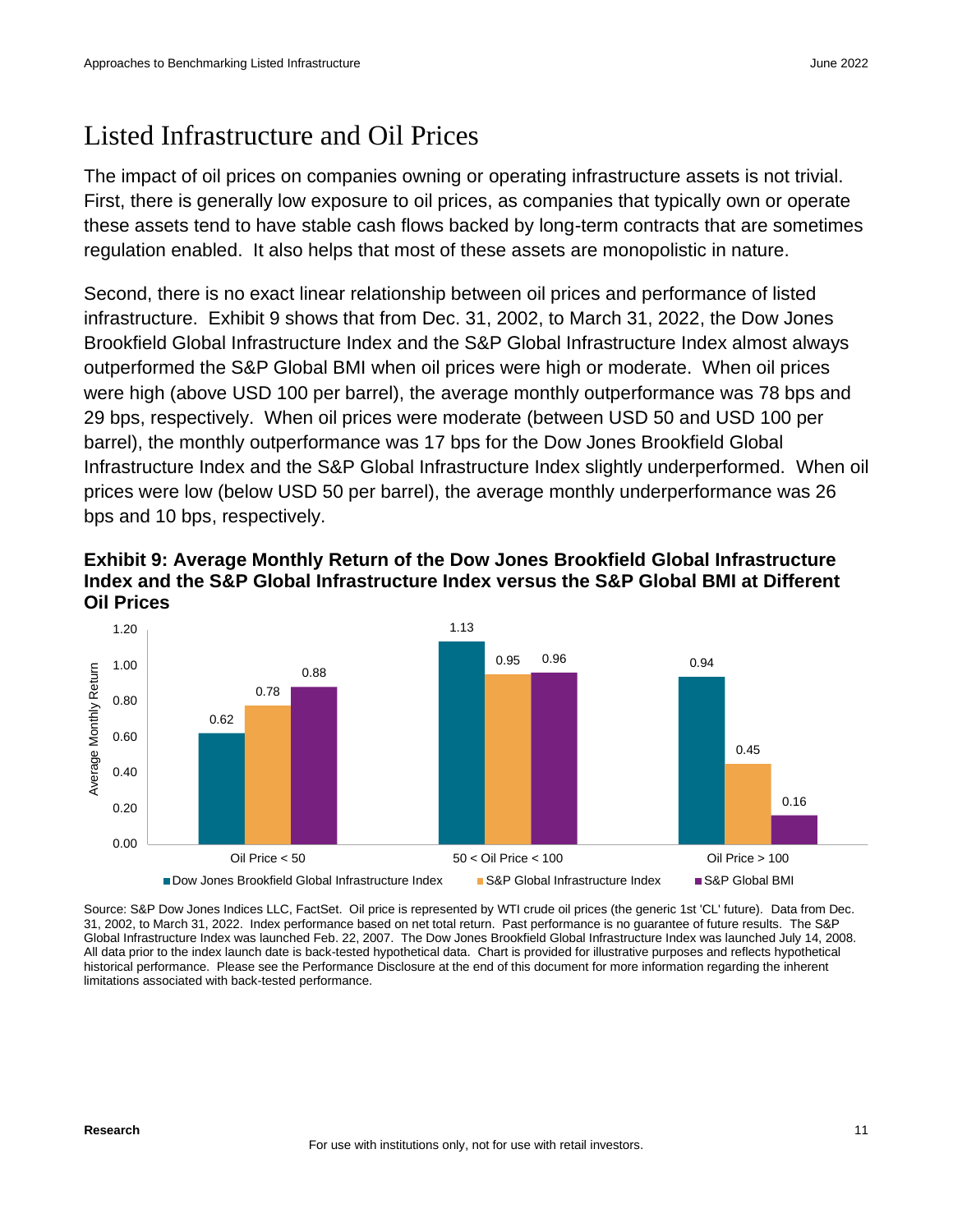# Listed Infrastructure and Oil Prices

The impact of oil prices on companies owning or operating infrastructure assets is not trivial. First, there is generally low exposure to oil prices, as companies that typically own or operate these assets tend to have stable cash flows backed by long-term contracts that are sometimes regulation enabled. It also helps that most of these assets are monopolistic in nature.

Second, there is no exact linear relationship between oil prices and performance of listed infrastructure. Exhibit 9 shows that from Dec. 31, 2002, to March 31, 2022, the Dow Jones Brookfield Global Infrastructure Index and the S&P Global Infrastructure Index almost always outperformed the S&P Global BMI when oil prices were high or moderate. When oil prices were high (above USD 100 per barrel), the average monthly outperformance was 78 bps and 29 bps, respectively. When oil prices were moderate (between USD 50 and USD 100 per barrel), the monthly outperformance was 17 bps for the Dow Jones Brookfield Global Infrastructure Index and the S&P Global Infrastructure Index slightly underperformed. When oil prices were low (below USD 50 per barrel), the average monthly underperformance was 26 bps and 10 bps, respectively.

**Exhibit 9: Average Monthly Return of the Dow Jones Brookfield Global Infrastructure Index and the S&P Global Infrastructure Index versus the S&P Global BMI at Different Oil Prices**

| Average Monthly Return | Oil Price < 50 | 50 < Oil Price < 100 | Oil Price > 100 |
|---|---|---|---|
| Dow Jones Brookfield Global Infrastructure Index | 0.62 | 1.13 | 0.94 |
| S&P Global Infrastructure Index | 0.78 | 0.95 | 0.45 |
| S&P Global BMI | 0.88 | 0.96 | 0.16 |

Source: S&P Dow Jones Indices LLC, FactSet. Oil price is represented by WTI crude oil prices (the generic 1st 'CL' future). Data from Dec. 31, 2002, to March 31, 2022. Index performance based on net total return. Past performance is no guarantee of future results. The S&P Global Infrastructure Index was launched Feb. 22, 2007. The Dow Jones Brookfield Global Infrastructure Index was launched July 14, 2008. All data prior to the index launch date is back-tested hypothetical data. Chart is provided for illustrative purposes and reflects hypothetical historical performance. Please see the Performance Disclosure at the end of this document for more information regarding the inherent limitations associated with back-tested performance.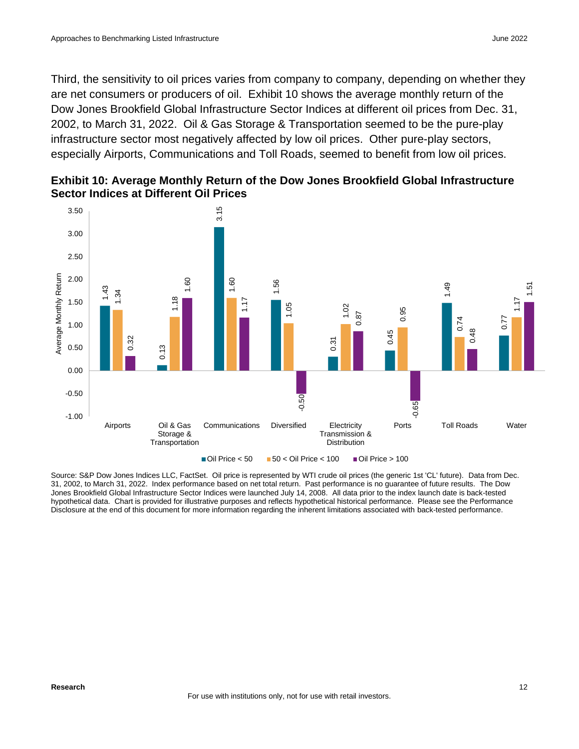Third, the sensitivity to oil prices varies from company to company, depending on whether they are net consumers or producers of oil. Exhibit 10 shows the average monthly return of the Dow Jones Brookfield Global Infrastructure Sector Indices at different oil prices from Dec. 31, 2002, to March 31, 2022. Oil & Gas Storage & Transportation seemed to be the pure-play infrastructure sector most negatively affected by low oil prices. Other pure-play sectors, especially Airports, Communications and Toll Roads, seemed to benefit from low oil prices.

**Exhibit 10: Average Monthly Return of the Dow Jones Brookfield Global Infrastructure Sector Indices at Different Oil Prices**

| Average Monthly Return | Oil Price < 50 | 50 < Oil Price < 100 | Oil Price > 100 |
|---|---|---|---|
| Airports | 1.43 | 1.34 | 0.32 |
| Oil & Gas Storage & Transportation | 0.13 | 1.18 | 1.60 |
| Communications | 3.15 | 1.60 | 1.17 |
| Diversified | 1.56 | 1.05 | -0.50 |
| Electricity Transmission & Distribution | 0.31 | 1.02 | 0.87 |
| Ports | 0.45 | 0.95 | -0.65 |
| Toll Roads | 1.49 | 0.74 | 0.48 |
| Water | 0.77 | 1.17 | 1.51 |

Source: S&P Dow Jones Indices LLC, FactSet. Oil price is represented by WTI crude oil prices (the generic 1st 'CL' future). Data from Dec. 31, 2002, to March 31, 2022. Index performance based on net total return. Past performance is no guarantee of future results. The Dow Jones Brookfield Global Infrastructure Sector Indices were launched July 14, 2008. All data prior to the index launch date is back-tested hypothetical data. Chart is provided for illustrative purposes and reflects hypothetical historical performance. Please see the Performance Disclosure at the end of this document for more information regarding the inherent limitations associated with back-tested performance.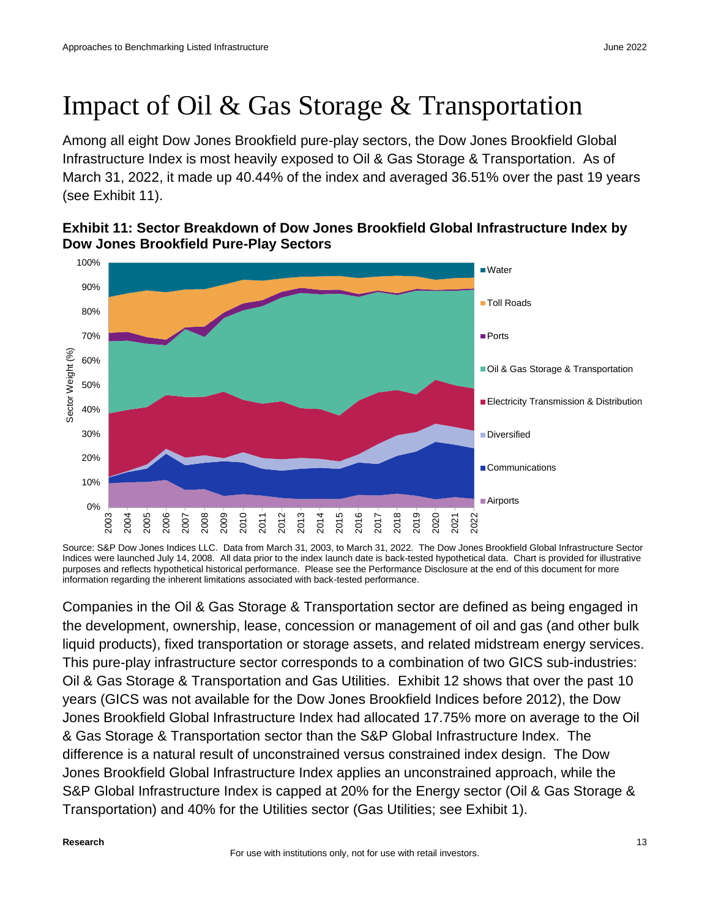# Impact of Oil & Gas Storage & Transportation

Among all eight Dow Jones Brookfield pure-play sectors, the Dow Jones Brookfield Global Infrastructure Index is most heavily exposed to Oil & Gas Storage & Transportation. As of March 31, 2022, it made up 40.44% of the index and averaged 36.51% over the past 19 years (see Exhibit 11).

**Exhibit 11: Sector Breakdown of Dow Jones Brookfield Global Infrastructure Index by Dow Jones Brookfield Pure-Play Sectors**

Source: S&P Dow Jones Indices LLC. Data from March 31, 2003, to March 31, 2022. The Dow Jones Brookfield Global Infrastructure Sector Indices were launched July 14, 2008. All data prior to the index launch date is back-tested hypothetical data. Chart is provided for illustrative purposes and reflects hypothetical historical performance. Please see the Performance Disclosure at the end of this document for more information regarding the inherent limitations associated with back-tested performance.

Companies in the Oil & Gas Storage & Transportation sector are defined as being engaged in the development, ownership, lease, concession or management of oil and gas (and other bulk liquid products), fixed transportation or storage assets, and related midstream energy services. This pure-play infrastructure sector corresponds to a combination of two GICS sub-industries: Oil & Gas Storage & Transportation and Gas Utilities. Exhibit 12 shows that over the past 10 years (GICS was not available for the Dow Jones Brookfield Indices before 2012), the Dow Jones Brookfield Global Infrastructure Index had allocated 17.75% more on average to the Oil & Gas Storage & Transportation sector than the S&P Global Infrastructure Index. The difference is a natural result of unconstrained versus constrained index design. The Dow Jones Brookfield Global Infrastructure Index applies an unconstrained approach, while the S&P Global Infrastructure Index is capped at 20% for the Energy sector (Oil & Gas Storage & Transportation) and 40% for the Utilities sector (Gas Utilities; see Exhibit 1).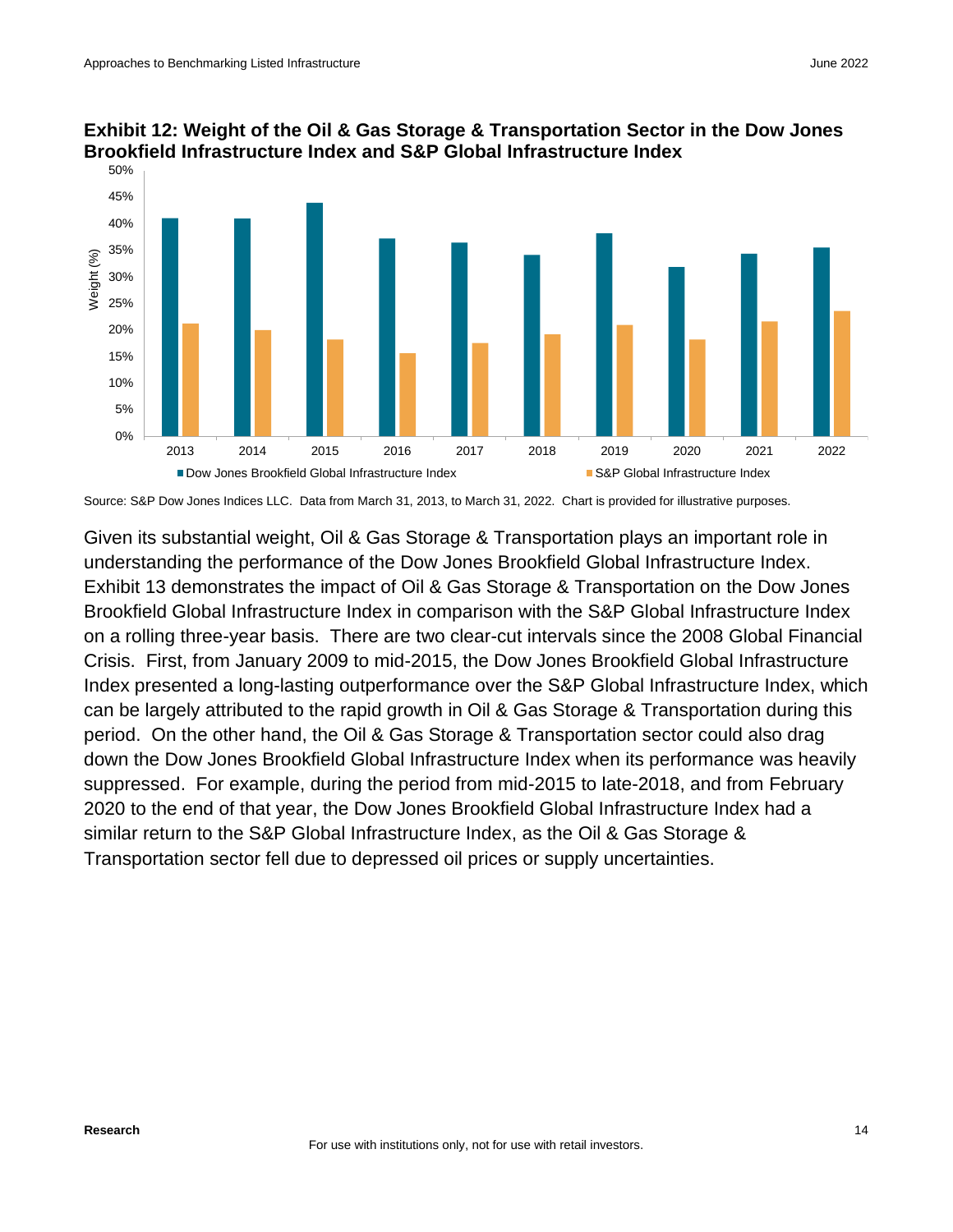**Exhibit 12: Weight of the Oil & Gas Storage & Transportation Sector in the Dow Jones Brookfield Infrastructure Index and S&P Global Infrastructure Index**

Source: S&P Dow Jones Indices LLC. Data from March 31, 2013, to March 31, 2022. Chart is provided for illustrative purposes.

Given its substantial weight, Oil & Gas Storage & Transportation plays an important role in understanding the performance of the Dow Jones Brookfield Global Infrastructure Index. Exhibit 13 demonstrates the impact of Oil & Gas Storage & Transportation on the Dow Jones Brookfield Global Infrastructure Index in comparison with the S&P Global Infrastructure Index on a rolling three-year basis. There are two clear-cut intervals since the 2008 Global Financial Crisis. First, from January 2009 to mid-2015, the Dow Jones Brookfield Global Infrastructure Index presented a long-lasting outperformance over the S&P Global Infrastructure Index, which can be largely attributed to the rapid growth in Oil & Gas Storage & Transportation during this period. On the other hand, the Oil & Gas Storage & Transportation sector could also drag down the Dow Jones Brookfield Global Infrastructure Index when its performance was heavily suppressed. For example, during the period from mid-2015 to late-2018, and from February 2020 to the end of that year, the Dow Jones Brookfield Global Infrastructure Index had a similar return to the S&P Global Infrastructure Index, as the Oil & Gas Storage & Transportation sector fell due to depressed oil prices or supply uncertainties.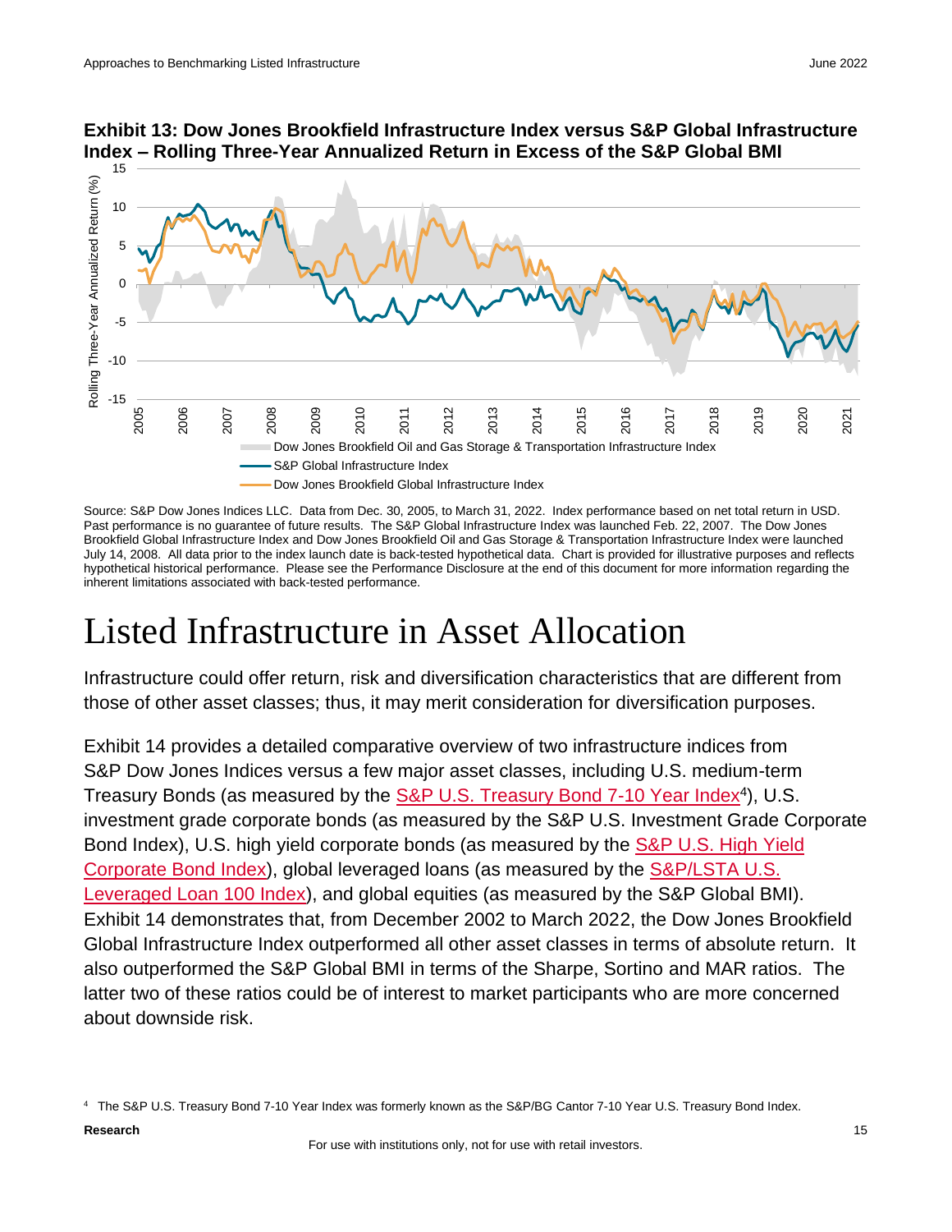**Exhibit 13: Dow Jones Brookfield Infrastructure Index versus S&P Global Infrastructure Index – Rolling Three-Year Annualized Return in Excess of the S&P Global BMI**

Source: S&P Dow Jones Indices LLC. Data from Dec. 30, 2005, to March 31, 2022. Index performance based on net total return in USD. Past performance is no guarantee of future results. The S&P Global Infrastructure Index was launched Feb. 22, 2007. The Dow Jones Brookfield Global Infrastructure Index and Dow Jones Brookfield Oil and Gas Storage & Transportation Infrastructure Index were launched July 14, 2008. All data prior to the index launch date is back-tested hypothetical data. Chart is provided for illustrative purposes and reflects hypothetical historical performance. Please see the Performance Disclosure at the end of this document for more information regarding the inherent limitations associated with back-tested performance.

# Listed Infrastructure in Asset Allocation

Infrastructure could offer return, risk and diversification characteristics that are different from those of other asset classes; thus, it may merit consideration for diversification purposes.

Exhibit 14 provides a detailed comparative overview of two infrastructure indices from S&P Dow Jones Indices versus a few major asset classes, including U.S. medium-term Treasury Bonds (as measured by the S&P U.S. Treasury Bond 7-10 Year Index[4]), U.S. investment grade corporate bonds (as measured by the S&P U.S. Investment Grade Corporate Bond Index), U.S. high yield corporate bonds (as measured by the S&P U.S. High Yield Corporate Bond Index), global leveraged loans (as measured by the S&P/LSTA U.S. Leveraged Loan 100 Index), and global equities (as measured by the S&P Global BMI). Exhibit 14 demonstrates that, from December 2002 to March 2022, the Dow Jones Brookfield Global Infrastructure Index outperformed all other asset classes in terms of absolute return. It also outperformed the S&P Global BMI in terms of the Sharpe, Sortino and MAR ratios. The latter two of these ratios could be of interest to market participants who are more concerned about downside risk.

[4] The S&P U.S. Treasury Bond 7-10 Year Index was formerly known as the S&P/BG Cantor 7-10 Year U.S. Treasury Bond Index.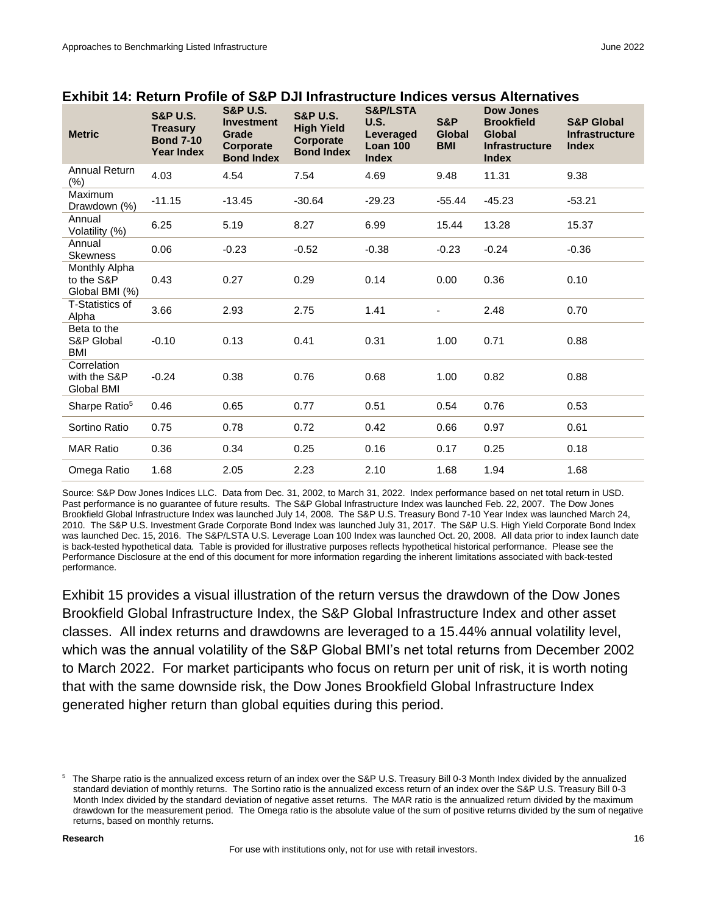### Exhibit 14: Return Profile of S&P DJI Infrastructure Indices versus Alternatives

| Metric | S&P U.S. Treasury Bond 7-10 Year Index | S&P U.S. Investment Grade Corporate Bond Index | S&P U.S. High Yield Corporate Bond Index | S&P/LSTA U.S. Leveraged Loan 100 Index | S&P Global BMI | Dow Jones Brookfield Global Infrastructure Index | S&P Global Infrastructure Index |
|---|---|---|---|---|---|---|---|
| Annual Return (%) | 4.03 | 4.54 | 7.54 | 4.69 | 9.48 | 11.31 | 9.38 |
| Maximum Drawdown (%) | -11.15 | -13.45 | -30.64 | -29.23 | -55.44 | -45.23 | -53.21 |
| Annual Volatility (%) | 6.25 | 5.19 | 8.27 | 6.99 | 15.44 | 13.28 | 15.37 |
| Annual Skewness | 0.06 | -0.23 | -0.52 | -0.38 | -0.23 | -0.24 | -0.36 |
| Monthly Alpha to the S&P Global BMI (%) | 0.43 | 0.27 | 0.29 | 0.14 | 0.00 | 0.36 | 0.10 |
| T-Statistics of Alpha | 3.66 | 2.93 | 2.75 | 1.41 | - | 2.48 | 0.70 |
| Beta to the S&P Global BMI | -0.10 | 0.13 | 0.41 | 0.31 | 1.00 | 0.71 | 0.88 |
| Correlation with the S&P Global BMI | -0.24 | 0.38 | 0.76 | 0.68 | 1.00 | 0.82 | 0.88 |
| Sharpe Ratio[5] | 0.46 | 0.65 | 0.77 | 0.51 | 0.54 | 0.76 | 0.53 |
| Sortino Ratio | 0.75 | 0.78 | 0.72 | 0.42 | 0.66 | 0.97 | 0.61 |
| MAR Ratio | 0.36 | 0.34 | 0.25 | 0.16 | 0.17 | 0.25 | 0.18 |
| Omega Ratio | 1.68 | 2.05 | 2.23 | 2.10 | 1.68 | 1.94 | 1.68 |

Source: S&P Dow Jones Indices LLC. Data from Dec. 31, 2002, to March 31, 2022. Index performance based on net total return in USD. Past performance is no guarantee of future results. The S&P Global Infrastructure Index was launched Feb. 22, 2007. The Dow Jones Brookfield Global Infrastructure Index was launched July 14, 2008. The S&P U.S. Treasury Bond 7-10 Year Index was launched March 24, 2010. The S&P U.S. Investment Grade Corporate Bond Index was launched July 31, 2017. The S&P U.S. High Yield Corporate Bond Index was launched Dec. 15, 2016. The S&P/LSTA U.S. Leverage Loan 100 Index was launched Oct. 20, 2008. All data prior to index launch date is back-tested hypothetical data. Table is provided for illustrative purposes reflects hypothetical historical performance. Please see the Performance Disclosure at the end of this document for more information regarding the inherent limitations associated with back-tested performance.

Exhibit 15 provides a visual illustration of the return versus the drawdown of the Dow Jones Brookfield Global Infrastructure Index, the S&P Global Infrastructure Index and other asset classes. All index returns and drawdowns are leveraged to a 15.44% annual volatility level, which was the annual volatility of the S&P Global BMI's net total returns from December 2002 to March 2022. For market participants who focus on return per unit of risk, it is worth noting that with the same downside risk, the Dow Jones Brookfield Global Infrastructure Index generated higher return than global equities during this period.

[5] The Sharpe ratio is the annualized excess return of an index over the S&P U.S. Treasury Bill 0-3 Month Index divided by the annualized standard deviation of monthly returns. The Sortino ratio is the annualized excess return of an index over the S&P U.S. Treasury Bill 0-3 Month Index divided by the standard deviation of negative asset returns. The MAR ratio is the annualized return divided by the maximum drawdown for the measurement period. The Omega ratio is the absolute value of the sum of positive returns divided by the sum of negative returns, based on monthly returns.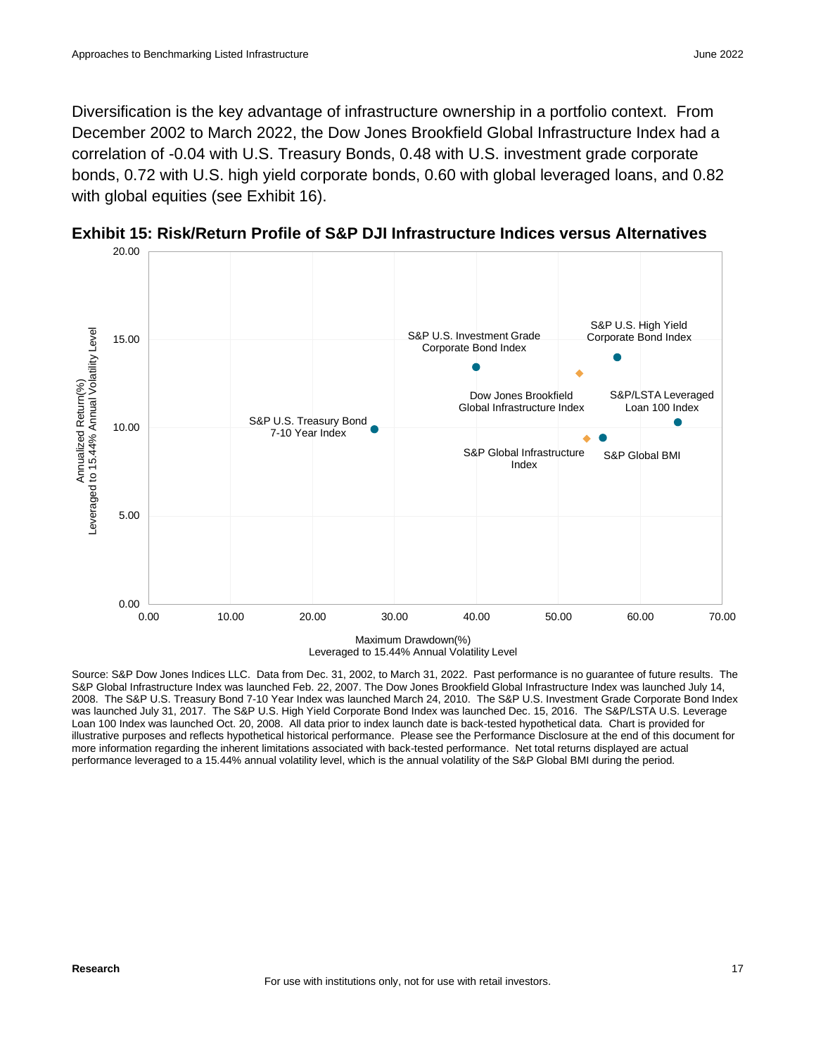Diversification is the key advantage of infrastructure ownership in a portfolio context. From December 2002 to March 2022, the Dow Jones Brookfield Global Infrastructure Index had a correlation of -0.04 with U.S. Treasury Bonds, 0.48 with U.S. investment grade corporate bonds, 0.72 with U.S. high yield corporate bonds, 0.60 with global leveraged loans, and 0.82 with global equities (see Exhibit 16).

**Exhibit 15: Risk/Return Profile of S&P DJI Infrastructure Indices versus Alternatives**

Source: S&P Dow Jones Indices LLC. Data from Dec. 31, 2002, to March 31, 2022. Past performance is no guarantee of future results. The S&P Global Infrastructure Index was launched Feb. 22, 2007. The Dow Jones Brookfield Global Infrastructure Index was launched July 14, 2008. The S&P U.S. Treasury Bond 7-10 Year Index was launched March 24, 2010. The S&P U.S. Investment Grade Corporate Bond Index was launched July 31, 2017. The S&P U.S. High Yield Corporate Bond Index was launched Dec. 15, 2016. The S&P/LSTA U.S. Leverage Loan 100 Index was launched Oct. 20, 2008. All data prior to index launch date is back-tested hypothetical data. Chart is provided for illustrative purposes and reflects hypothetical historical performance. Please see the Performance Disclosure at the end of this document for more information regarding the inherent limitations associated with back-tested performance. Net total returns displayed are actual performance leveraged to a 15.44% annual volatility level, which is the annual volatility of the S&P Global BMI during the period.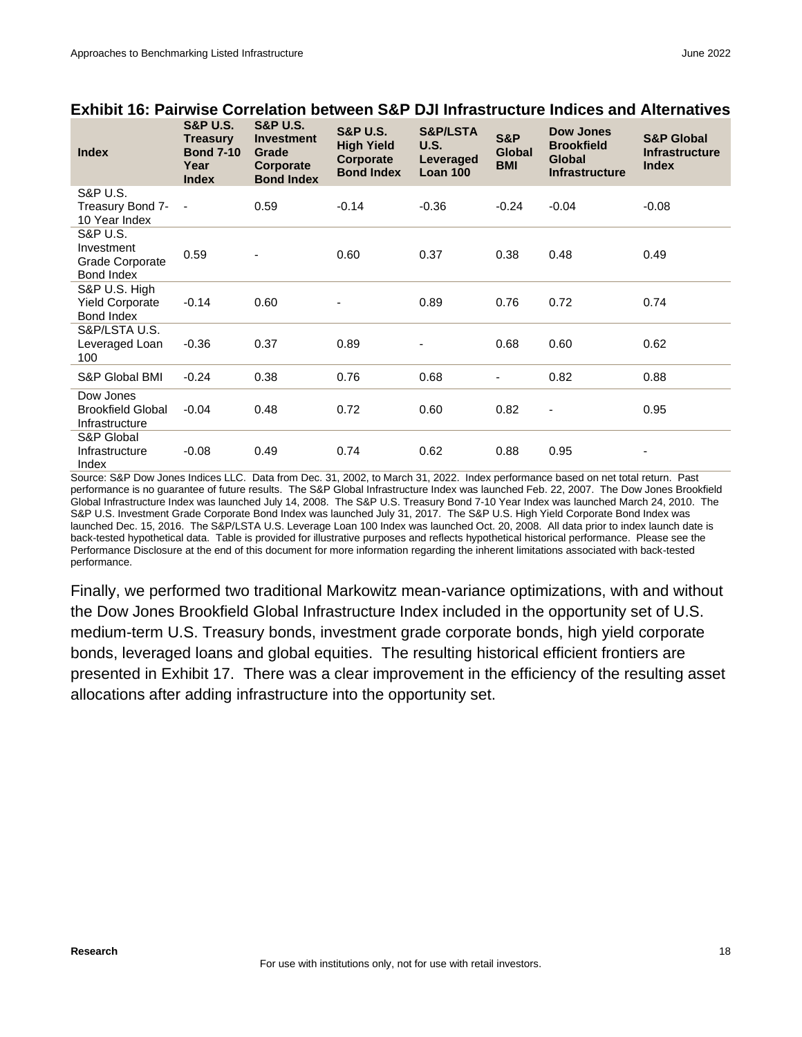**Exhibit 16: Pairwise Correlation between S&P DJI Infrastructure Indices and Alternatives**

| Index | S&P U.S. Treasury Bond 7-10 Year Index | S&P U.S. Investment Grade Corporate Bond Index | S&P U.S. High Yield Corporate Bond Index | S&P/LSTA U.S. Leveraged Loan 100 | S&P Global BMI | Dow Jones Brookfield Global Infrastructure | S&P Global Infrastructure Index |
|---|---|---|---|---|---|---|---|
| S&P U.S. Treasury Bond 7-10 Year Index | - | 0.59 | -0.14 | -0.36 | -0.24 | -0.04 | -0.08 |
| S&P U.S. Investment Grade Corporate Bond Index | 0.59 | - | 0.60 | 0.37 | 0.38 | 0.48 | 0.49 |
| S&P U.S. High Yield Corporate Bond Index | -0.14 | 0.60 | - | 0.89 | 0.76 | 0.72 | 0.74 |
| S&P/LSTA U.S. Leveraged Loan 100 | -0.36 | 0.37 | 0.89 | - | 0.68 | 0.60 | 0.62 |
| S&P Global BMI | -0.24 | 0.38 | 0.76 | 0.68 | - | 0.82 | 0.88 |
| Dow Jones Brookfield Global Infrastructure | -0.04 | 0.48 | 0.72 | 0.60 | 0.82 | - | 0.95 |
| S&P Global Infrastructure Index | -0.08 | 0.49 | 0.74 | 0.62 | 0.88 | 0.95 | - |

Source: S&P Dow Jones Indices LLC. Data from Dec. 31, 2002, to March 31, 2022. Index performance based on net total return. Past performance is no guarantee of future results. The S&P Global Infrastructure Index was launched Feb. 22, 2007. The Dow Jones Brookfield Global Infrastructure Index was launched July 14, 2008. The S&P U.S. Treasury Bond 7-10 Year Index was launched March 24, 2010. The S&P U.S. Investment Grade Corporate Bond Index was launched July 31, 2017. The S&P U.S. High Yield Corporate Bond Index was launched Dec. 15, 2016. The S&P/LSTA U.S. Leverage Loan 100 Index was launched Oct. 20, 2008. All data prior to index launch date is back-tested hypothetical data. Table is provided for illustrative purposes and reflects hypothetical historical performance. Please see the Performance Disclosure at the end of this document for more information regarding the inherent limitations associated with back-tested performance.

Finally, we performed two traditional Markowitz mean-variance optimizations, with and without the Dow Jones Brookfield Global Infrastructure Index included in the opportunity set of U.S. medium-term U.S. Treasury bonds, investment grade corporate bonds, high yield corporate bonds, leveraged loans and global equities. The resulting historical efficient frontiers are presented in Exhibit 17. There was a clear improvement in the efficiency of the resulting asset allocations after adding infrastructure into the opportunity set.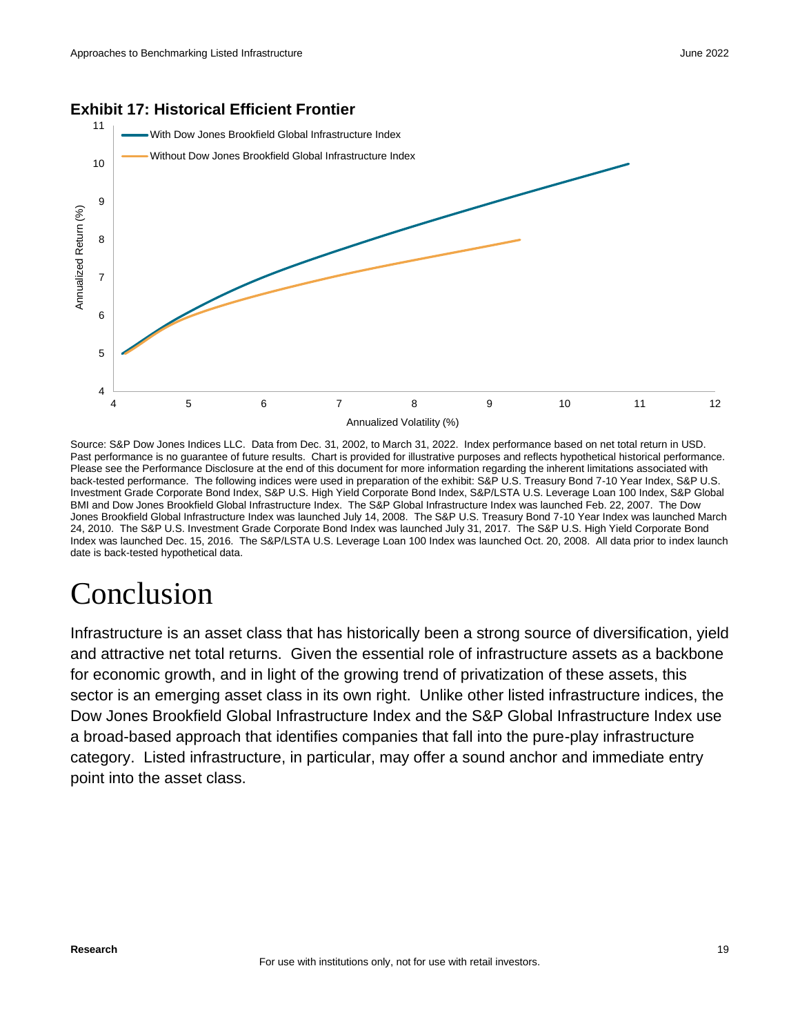**Exhibit 17: Historical Efficient Frontier**

Source: S&P Dow Jones Indices LLC. Data from Dec. 31, 2002, to March 31, 2022. Index performance based on net total return in USD. Past performance is no guarantee of future results. Chart is provided for illustrative purposes and reflects hypothetical historical performance. Please see the Performance Disclosure at the end of this document for more information regarding the inherent limitations associated with back-tested performance. The following indices were used in preparation of the exhibit: S&P U.S. Treasury Bond 7-10 Year Index, S&P U.S. Investment Grade Corporate Bond Index, S&P U.S. High Yield Corporate Bond Index, S&P/LSTA U.S. Leverage Loan 100 Index, S&P Global BMI and Dow Jones Brookfield Global Infrastructure Index. The S&P Global Infrastructure Index was launched Feb. 22, 2007. The Dow Jones Brookfield Global Infrastructure Index was launched July 14, 2008. The S&P U.S. Treasury Bond 7-10 Year Index was launched March 24, 2010. The S&P U.S. Investment Grade Corporate Bond Index was launched July 31, 2017. The S&P U.S. High Yield Corporate Bond Index was launched Dec. 15, 2016. The S&P/LSTA U.S. Leverage Loan 100 Index was launched Oct. 20, 2008. All data prior to index launch date is back-tested hypothetical data.

# Conclusion

Infrastructure is an asset class that has historically been a strong source of diversification, yield and attractive net total returns. Given the essential role of infrastructure assets as a backbone for economic growth, and in light of the growing trend of privatization of these assets, this sector is an emerging asset class in its own right. Unlike other listed infrastructure indices, the Dow Jones Brookfield Global Infrastructure Index and the S&P Global Infrastructure Index use a broad-based approach that identifies companies that fall into the pure-play infrastructure category. Listed infrastructure, in particular, may offer a sound anchor and immediate entry point into the asset class.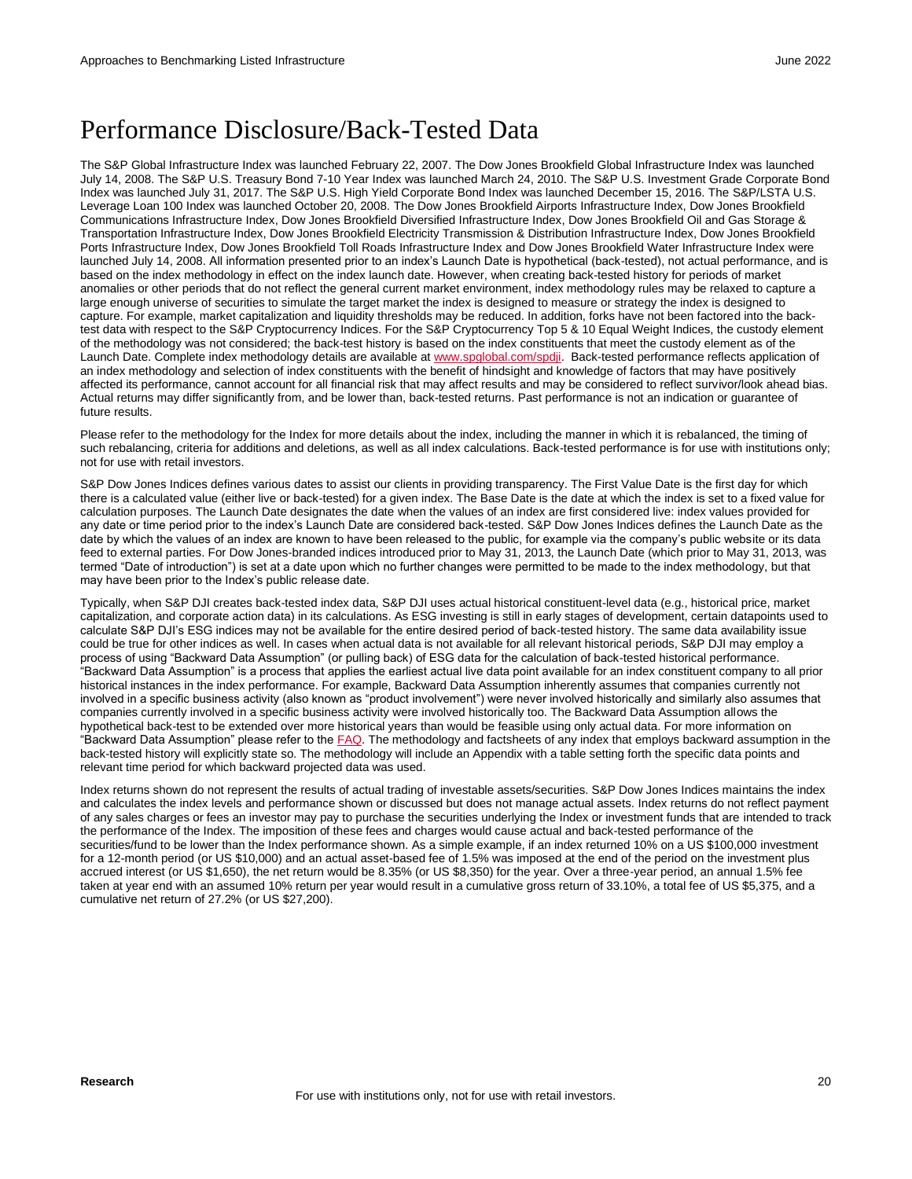# Performance Disclosure/Back-Tested Data

The S&P Global Infrastructure Index was launched February 22, 2007. The Dow Jones Brookfield Global Infrastructure Index was launched July 14, 2008. The S&P U.S. Treasury Bond 7-10 Year Index was launched March 24, 2010. The S&P U.S. Investment Grade Corporate Bond Index was launched July 31, 2017. The S&P U.S. High Yield Corporate Bond Index was launched December 15, 2016. The S&P/LSTA U.S. Leverage Loan 100 Index was launched October 20, 2008. The Dow Jones Brookfield Airports Infrastructure Index, Dow Jones Brookfield Communications Infrastructure Index, Dow Jones Brookfield Diversified Infrastructure Index, Dow Jones Brookfield Oil and Gas Storage & Transportation Infrastructure Index, Dow Jones Brookfield Electricity Transmission & Distribution Infrastructure Index, Dow Jones Brookfield Ports Infrastructure Index, Dow Jones Brookfield Toll Roads Infrastructure Index and Dow Jones Brookfield Water Infrastructure Index were launched July 14, 2008. All information presented prior to an index's Launch Date is hypothetical (back-tested), not actual performance, and is based on the index methodology in effect on the index launch date. However, when creating back-tested history for periods of market anomalies or other periods that do not reflect the general current market environment, index methodology rules may be relaxed to capture a large enough universe of securities to simulate the target market the index is designed to measure or strategy the index is designed to capture. For example, market capitalization and liquidity thresholds may be reduced. In addition, forks have not been factored into the back-test data with respect to the S&P Cryptocurrency Indices. For the S&P Cryptocurrency Top 5 & 10 Equal Weight Indices, the custody element of the methodology was not considered; the back-test history is based on the index constituents that meet the custody element as of the Launch Date. Complete index methodology details are available at www.spglobal.com/spdji. Back-tested performance reflects application of an index methodology and selection of index constituents with the benefit of hindsight and knowledge of factors that may have positively affected its performance, cannot account for all financial risk that may affect results and may be considered to reflect survivor/look ahead bias. Actual returns may differ significantly from, and be lower than, back-tested returns. Past performance is not an indication or guarantee of future results.

Please refer to the methodology for the Index for more details about the index, including the manner in which it is rebalanced, the timing of such rebalancing, criteria for additions and deletions, as well as all index calculations. Back-tested performance is for use with institutions only; not for use with retail investors.

S&P Dow Jones Indices defines various dates to assist our clients in providing transparency. The First Value Date is the first day for which there is a calculated value (either live or back-tested) for a given index. The Base Date is the date at which the index is set to a fixed value for calculation purposes. The Launch Date designates the date when the values of an index are first considered live: index values provided for any date or time period prior to the index's Launch Date are considered back-tested. S&P Dow Jones Indices defines the Launch Date as the date by which the values of an index are known to have been released to the public, for example via the company's public website or its data feed to external parties. For Dow Jones-branded indices introduced prior to May 31, 2013, the Launch Date (which prior to May 31, 2013, was termed "Date of introduction") is set at a date upon which no further changes were permitted to be made to the index methodology, but that may have been prior to the Index's public release date.

Typically, when S&P DJI creates back-tested index data, S&P DJI uses actual historical constituent-level data (e.g., historical price, market capitalization, and corporate action data) in its calculations. As ESG investing is still in early stages of development, certain datapoints used to calculate S&P DJI's ESG indices may not be available for the entire desired period of back-tested history. The same data availability issue could be true for other indices as well. In cases when actual data is not available for all relevant historical periods, S&P DJI may employ a process of using "Backward Data Assumption" (or pulling back) of ESG data for the calculation of back-tested historical performance. "Backward Data Assumption" is a process that applies the earliest actual live data point available for an index constituent company to all prior historical instances in the index performance. For example, Backward Data Assumption inherently assumes that companies currently not involved in a specific business activity (also known as "product involvement") were never involved historically and similarly also assumes that companies currently involved in a specific business activity were involved historically too. The Backward Data Assumption allows the hypothetical back-test to be extended over more historical years than would be feasible using only actual data. For more information on "Backward Data Assumption" please refer to the FAQ. The methodology and factsheets of any index that employs backward assumption in the back-tested history will explicitly state so. The methodology will include an Appendix with a table setting forth the specific data points and relevant time period for which backward projected data was used.

Index returns shown do not represent the results of actual trading of investable assets/securities. S&P Dow Jones Indices maintains the index and calculates the index levels and performance shown or discussed but does not manage actual assets. Index returns do not reflect payment of any sales charges or fees an investor may pay to purchase the securities underlying the Index or investment funds that are intended to track the performance of the Index. The imposition of these fees and charges would cause actual and back-tested performance of the securities/fund to be lower than the Index performance shown. As a simple example, if an index returned 10% on a US $100,000 investment for a 12-month period (or US $10,000) and an actual asset-based fee of 1.5% was imposed at the end of the period on the investment plus accrued interest (or US $1,650), the net return would be 8.35% (or US $8,350) for the year. Over a three-year period, an annual 1.5% fee taken at year end with an assumed 10% return per year would result in a cumulative gross return of 33.10%, a total fee of US $5,375, and a cumulative net return of 27.2% (or US $27,200).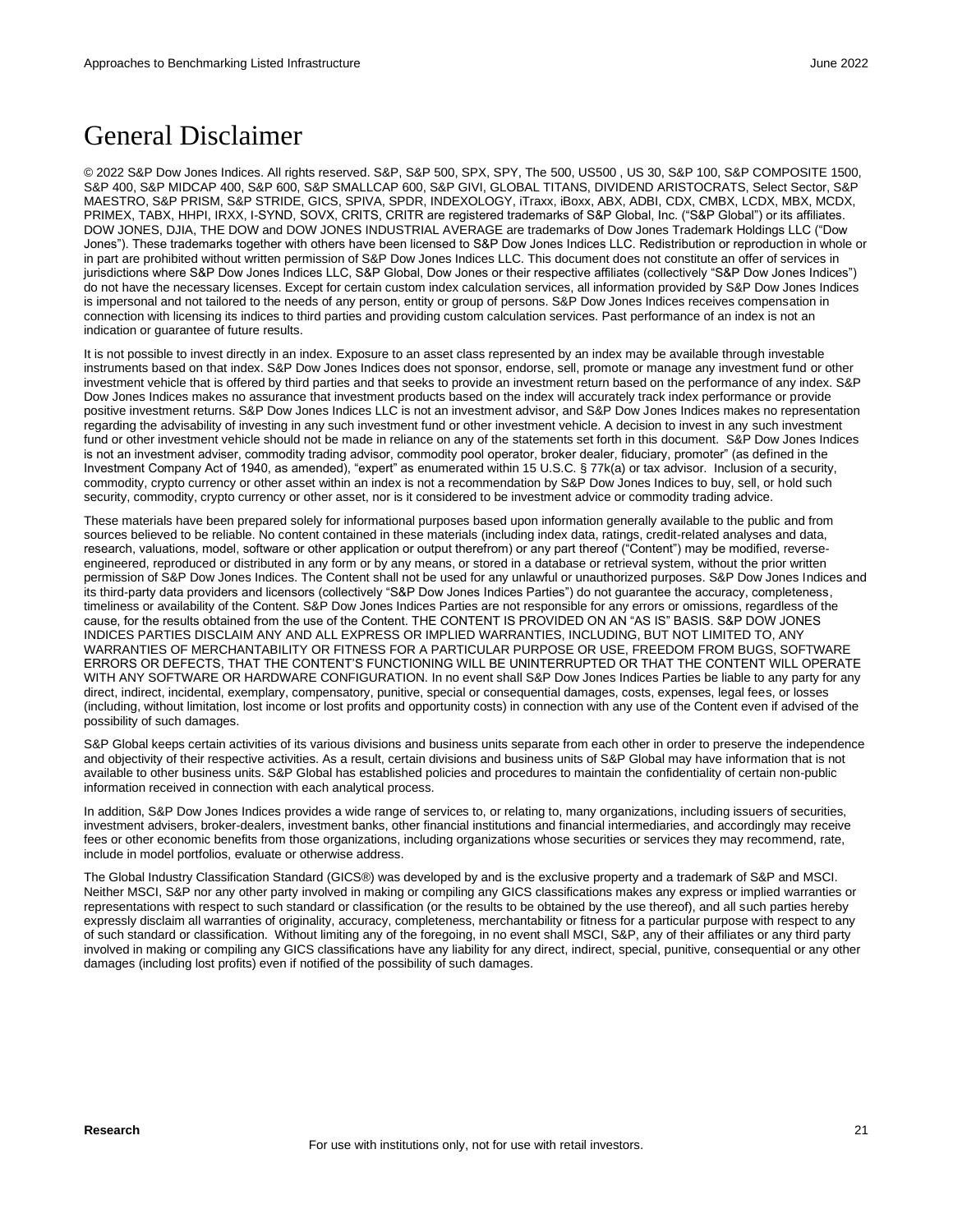# General Disclaimer

© 2022 S&P Dow Jones Indices. All rights reserved. S&P, S&P 500, SPX, SPY, The 500, US500 , US 30, S&P 100, S&P COMPOSITE 1500, S&P 400, S&P MIDCAP 400, S&P 600, S&P SMALLCAP 600, S&P GIVI, GLOBAL TITANS, DIVIDEND ARISTOCRATS, Select Sector, S&P MAESTRO, S&P PRISM, S&P STRIDE, GICS, SPIVA, SPDR, INDEXOLOGY, iTraxx, iBoxx, ABX, ADBI, CDX, CMBX, LCDX, MBX, MCDX, PRIMEX, TABX, HHPI, IRXX, I-SYND, SOVX, CRITS, CRITR are registered trademarks of S&P Global, Inc. ("S&P Global") or its affiliates. DOW JONES, DJIA, THE DOW and DOW JONES INDUSTRIAL AVERAGE are trademarks of Dow Jones Trademark Holdings LLC ("Dow Jones"). These trademarks together with others have been licensed to S&P Dow Jones Indices LLC. Redistribution or reproduction in whole or in part are prohibited without written permission of S&P Dow Jones Indices LLC. This document does not constitute an offer of services in jurisdictions where S&P Dow Jones Indices LLC, S&P Global, Dow Jones or their respective affiliates (collectively "S&P Dow Jones Indices") do not have the necessary licenses. Except for certain custom index calculation services, all information provided by S&P Dow Jones Indices is impersonal and not tailored to the needs of any person, entity or group of persons. S&P Dow Jones Indices receives compensation in connection with licensing its indices to third parties and providing custom calculation services. Past performance of an index is not an indication or guarantee of future results.

It is not possible to invest directly in an index. Exposure to an asset class represented by an index may be available through investable instruments based on that index. S&P Dow Jones Indices does not sponsor, endorse, sell, promote or manage any investment fund or other investment vehicle that is offered by third parties and that seeks to provide an investment return based on the performance of any index. S&P Dow Jones Indices makes no assurance that investment products based on the index will accurately track index performance or provide positive investment returns. S&P Dow Jones Indices LLC is not an investment advisor, and S&P Dow Jones Indices makes no representation regarding the advisability of investing in any such investment fund or other investment vehicle. A decision to invest in any such investment fund or other investment vehicle should not be made in reliance on any of the statements set forth in this document. S&P Dow Jones Indices is not an investment adviser, commodity trading advisor, commodity pool operator, broker dealer, fiduciary, promoter" (as defined in the Investment Company Act of 1940, as amended), "expert" as enumerated within 15 U.S.C. § 77k(a) or tax advisor. Inclusion of a security, commodity, crypto currency or other asset within an index is not a recommendation by S&P Dow Jones Indices to buy, sell, or hold such security, commodity, crypto currency or other asset, nor is it considered to be investment advice or commodity trading advice.

These materials have been prepared solely for informational purposes based upon information generally available to the public and from sources believed to be reliable. No content contained in these materials (including index data, ratings, credit-related analyses and data, research, valuations, model, software or other application or output therefrom) or any part thereof ("Content") may be modified, reverse-engineered, reproduced or distributed in any form or by any means, or stored in a database or retrieval system, without the prior written permission of S&P Dow Jones Indices. The Content shall not be used for any unlawful or unauthorized purposes. S&P Dow Jones Indices and its third-party data providers and licensors (collectively "S&P Dow Jones Indices Parties") do not guarantee the accuracy, completeness, timeliness or availability of the Content. S&P Dow Jones Indices Parties are not responsible for any errors or omissions, regardless of the cause, for the results obtained from the use of the Content. THE CONTENT IS PROVIDED ON AN "AS IS" BASIS. S&P DOW JONES INDICES PARTIES DISCLAIM ANY AND ALL EXPRESS OR IMPLIED WARRANTIES, INCLUDING, BUT NOT LIMITED TO, ANY WARRANTIES OF MERCHANTABILITY OR FITNESS FOR A PARTICULAR PURPOSE OR USE, FREEDOM FROM BUGS, SOFTWARE ERRORS OR DEFECTS, THAT THE CONTENT'S FUNCTIONING WILL BE UNINTERRUPTED OR THAT THE CONTENT WILL OPERATE WITH ANY SOFTWARE OR HARDWARE CONFIGURATION. In no event shall S&P Dow Jones Indices Parties be liable to any party for any direct, indirect, incidental, exemplary, compensatory, punitive, special or consequential damages, costs, expenses, legal fees, or losses (including, without limitation, lost income or lost profits and opportunity costs) in connection with any use of the Content even if advised of the possibility of such damages.

S&P Global keeps certain activities of its various divisions and business units separate from each other in order to preserve the independence and objectivity of their respective activities. As a result, certain divisions and business units of S&P Global may have information that is not available to other business units. S&P Global has established policies and procedures to maintain the confidentiality of certain non-public information received in connection with each analytical process.

In addition, S&P Dow Jones Indices provides a wide range of services to, or relating to, many organizations, including issuers of securities, investment advisers, broker-dealers, investment banks, other financial institutions and financial intermediaries, and accordingly may receive fees or other economic benefits from those organizations, including organizations whose securities or services they may recommend, rate, include in model portfolios, evaluate or otherwise address.

The Global Industry Classification Standard (GICS®) was developed by and is the exclusive property and a trademark of S&P and MSCI. Neither MSCI, S&P nor any other party involved in making or compiling any GICS classifications makes any express or implied warranties or representations with respect to such standard or classification (or the results to be obtained by the use thereof), and all such parties hereby expressly disclaim all warranties of originality, accuracy, completeness, merchantability or fitness for a particular purpose with respect to any of such standard or classification. Without limiting any of the foregoing, in no event shall MSCI, S&P, any of their affiliates or any third party involved in making or compiling any GICS classifications have any liability for any direct, indirect, special, punitive, consequential or any other damages (including lost profits) even if notified of the possibility of such damages.